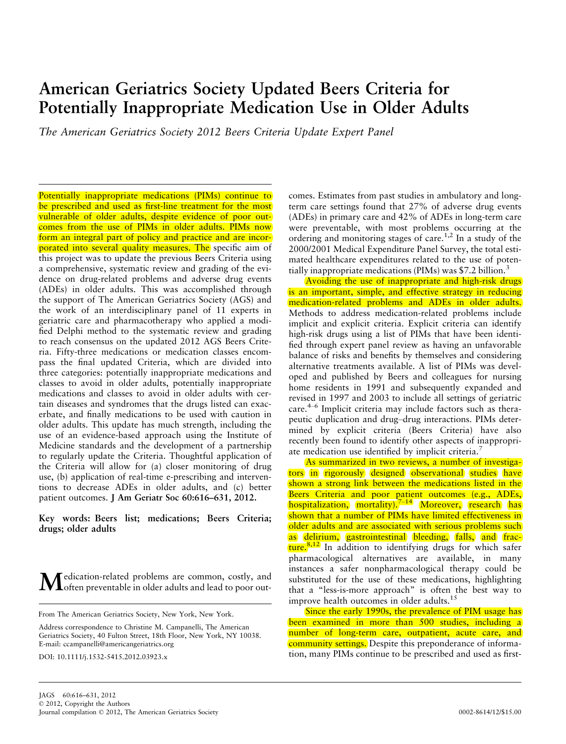# American Geriatrics Society Updated Beers Criteria for Potentially Inappropriate Medication Use in Older Adults

*The American Geriatrics Society 2012 Beers Criteria Update Expert Panel*

Potentially inappropriate medications (PIMs) continue to be prescribed and used as first-line treatment for the most vulnerable of older adults, despite evidence of poor outcomes from the use of PIMs in older adults. PIMs now form an integral part of policy and practice and are incorporated into several quality measures. The specific aim of this project was to update the previous Beers Criteria using a comprehensive, systematic review and grading of the evidence on drug-related problems and adverse drug events (ADEs) in older adults. This was accomplished through the support of The American Geriatrics Society (AGS) and the work of an interdisciplinary panel of 11 experts in geriatric care and pharmacotherapy who applied a modified Delphi method to the systematic review and grading to reach consensus on the updated 2012 AGS Beers Criteria. Fifty-three medications or medication classes encompass the final updated Criteria, which are divided into three categories: potentially inappropriate medications and classes to avoid in older adults, potentially inappropriate medications and classes to avoid in older adults with certain diseases and syndromes that the drugs listed can exacerbate, and finally medications to be used with caution in older adults. This update has much strength, including the use of an evidence-based approach using the Institute of Medicine standards and the development of a partnership to regularly update the Criteria. Thoughtful application of the Criteria will allow for (a) closer monitoring of drug use, (b) application of real-time e-prescribing and interventions to decrease ADEs in older adults, and (c) better patient outcomes. **J Am Geriatr Soc 60:616–631, 2012.**

**Key words: Beers list; medications; Beers Criteria; drugs; older adults**

Medication-related problems are common, costly, and often preventable in older adults and lead to poor outcomes. Estimates from past studies in ambulatory and long-term care settings found that 27% of adverse drug events (ADEs) in primary care and 42% of ADEs in long-term care were preventable, with most problems occurring at the ordering and monitoring stages of care.[1,2] In a study of the 2000/2001 Medical Expenditure Panel Survey, the total estimated healthcare expenditures related to the use of potentially inappropriate medications (PIMs) was $7.2 billion.[3]

Avoiding the use of inappropriate and high-risk drugs is an important, simple, and effective strategy in reducing medication-related problems and ADEs in older adults. Methods to address medication-related problems include implicit and explicit criteria. Explicit criteria can identify high-risk drugs using a list of PIMs that have been identified through expert panel review as having an unfavorable balance of risks and benefits by themselves and considering alternative treatments available. A list of PIMs was developed and published by Beers and colleagues for nursing home residents in 1991 and subsequently expanded and revised in 1997 and 2003 to include all settings of geriatric care.[4–6] Implicit criteria may include factors such as therapeutic duplication and drug–drug interactions. PIMs determined by explicit criteria (Beers Criteria) have also recently been found to identify other aspects of inappropriate medication use identified by implicit criteria.[7]

As summarized in two reviews, a number of investigators in rigorously designed observational studies have shown a strong link between the medications listed in the Beers Criteria and poor patient outcomes (e.g., ADEs, hospitalization, mortality).[7–14] Moreover, research has shown that a number of PIMs have limited effectiveness in older adults and are associated with serious problems such as delirium, gastrointestinal bleeding, falls, and fracture.[8,12] In addition to identifying drugs for which safer pharmacological alternatives are available, in many instances a safer nonpharmacological therapy could be substituted for the use of these medications, highlighting that a "less-is-more approach" is often the best way to improve health outcomes in older adults.[15]

Since the early 1990s, the prevalence of PIM usage has been examined in more than 500 studies, including a number of long-term care, outpatient, acute care, and community settings. Despite this preponderance of information, many PIMs continue to be prescribed and used as first-

From The American Geriatrics Society, New York, New York.

Address correspondence to Christine M. Campanelli, The American Geriatrics Society, 40 Fulton Street, 18th Floor, New York, NY 10038. E-mail: ccampanelli@americangeriatrics.org

DOI: 10.1111/j.1532-5415.2012.03923.x

© 2012, Copyright the Authors
Journal compilation © 2012, The American Geriatrics Society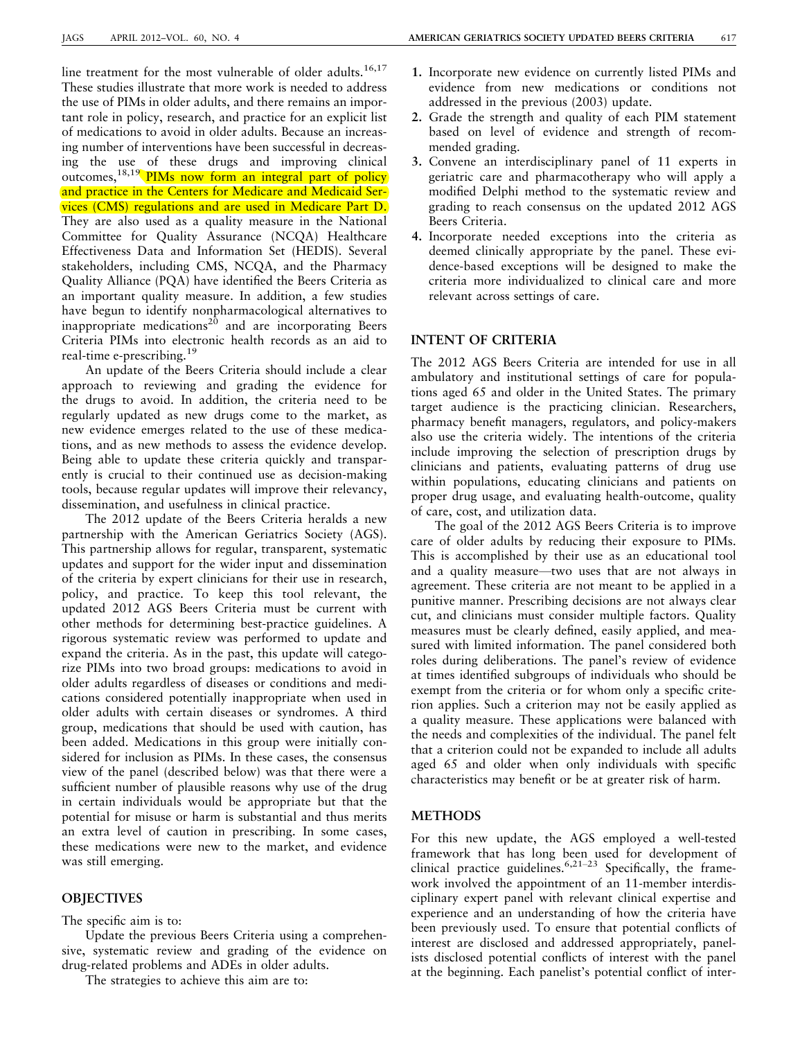line treatment for the most vulnerable of older adults.[16,17] These studies illustrate that more work is needed to address the use of PIMs in older adults, and there remains an important role in policy, research, and practice for an explicit list of medications to avoid in older adults. Because an increasing number of interventions have been successful in decreasing the use of these drugs and improving clinical outcomes,[18,19] PIMs now form an integral part of policy and practice in the Centers for Medicare and Medicaid Services (CMS) regulations and are used in Medicare Part D. They are also used as a quality measure in the National Committee for Quality Assurance (NCQA) Healthcare Effectiveness Data and Information Set (HEDIS). Several stakeholders, including CMS, NCQA, and the Pharmacy Quality Alliance (PQA) have identified the Beers Criteria as an important quality measure. In addition, a few studies have begun to identify nonpharmacological alternatives to inappropriate medications[20] and are incorporating Beers Criteria PIMs into electronic health records as an aid to real-time e-prescribing.[19]

An update of the Beers Criteria should include a clear approach to reviewing and grading the evidence for the drugs to avoid. In addition, the criteria need to be regularly updated as new drugs come to the market, as new evidence emerges related to the use of these medications, and as new methods to assess the evidence develop. Being able to update these criteria quickly and transparently is crucial to their continued use as decision-making tools, because regular updates will improve their relevancy, dissemination, and usefulness in clinical practice.

The 2012 update of the Beers Criteria heralds a new partnership with the American Geriatrics Society (AGS). This partnership allows for regular, transparent, systematic updates and support for the wider input and dissemination of the criteria by expert clinicians for their use in research, policy, and practice. To keep this tool relevant, the updated 2012 AGS Beers Criteria must be current with other methods for determining best-practice guidelines. A rigorous systematic review was performed to update and expand the criteria. As in the past, this update will categorize PIMs into two broad groups: medications to avoid in older adults regardless of diseases or conditions and medications considered potentially inappropriate when used in older adults with certain diseases or syndromes. A third group, medications that should be used with caution, has been added. Medications in this group were initially considered for inclusion as PIMs. In these cases, the consensus view of the panel (described below) was that there were a sufficient number of plausible reasons why use of the drug in certain individuals would be appropriate but that the potential for misuse or harm is substantial and thus merits an extra level of caution in prescribing. In some cases, these medications were new to the market, and evidence was still emerging.

## OBJECTIVES

The specific aim is to:

Update the previous Beers Criteria using a comprehensive, systematic review and grading of the evidence on drug-related problems and ADEs in older adults.

The strategies to achieve this aim are to:

1. Incorporate new evidence on currently listed PIMs and evidence from new medications or conditions not addressed in the previous (2003) update.
2. Grade the strength and quality of each PIM statement based on level of evidence and strength of recommended grading.
3. Convene an interdisciplinary panel of 11 experts in geriatric care and pharmacotherapy who will apply a modified Delphi method to the systematic review and grading to reach consensus on the updated 2012 AGS Beers Criteria.
4. Incorporate needed exceptions into the criteria as deemed clinically appropriate by the panel. These evidence-based exceptions will be designed to make the criteria more individualized to clinical care and more relevant across settings of care.

## INTENT OF CRITERIA

The 2012 AGS Beers Criteria are intended for use in all ambulatory and institutional settings of care for populations aged 65 and older in the United States. The primary target audience is the practicing clinician. Researchers, pharmacy benefit managers, regulators, and policy-makers also use the criteria widely. The intentions of the criteria include improving the selection of prescription drugs by clinicians and patients, evaluating patterns of drug use within populations, educating clinicians and patients on proper drug usage, and evaluating health-outcome, quality of care, cost, and utilization data.

The goal of the 2012 AGS Beers Criteria is to improve care of older adults by reducing their exposure to PIMs. This is accomplished by their use as an educational tool and a quality measure—two uses that are not always in agreement. These criteria are not meant to be applied in a punitive manner. Prescribing decisions are not always clear cut, and clinicians must consider multiple factors. Quality measures must be clearly defined, easily applied, and measured with limited information. The panel considered both roles during deliberations. The panel's review of evidence at times identified subgroups of individuals who should be exempt from the criteria or for whom only a specific criterion applies. Such a criterion may not be easily applied as a quality measure. These applications were balanced with the needs and complexities of the individual. The panel felt that a criterion could not be expanded to include all adults aged 65 and older when only individuals with specific characteristics may benefit or be at greater risk of harm.

## METHODS

For this new update, the AGS employed a well-tested framework that has long been used for development of clinical practice guidelines.[6,21–23] Specifically, the framework involved the appointment of an 11-member interdisciplinary expert panel with relevant clinical expertise and experience and an understanding of how the criteria have been previously used. To ensure that potential conflicts of interest are disclosed and addressed appropriately, panelists disclosed potential conflicts of interest with the panel at the beginning. Each panelist's potential conflict of inter-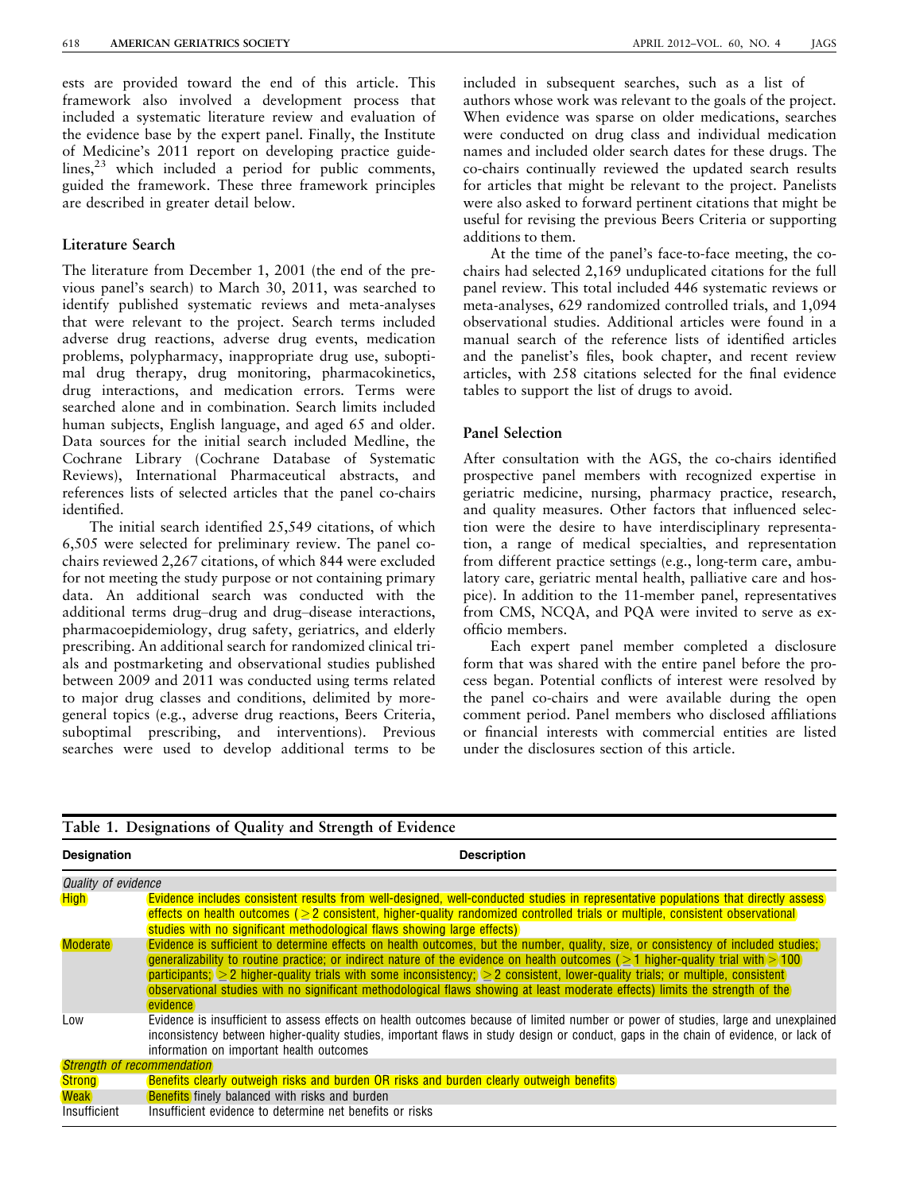ests are provided toward the end of this article. This framework also involved a development process that included a systematic literature review and evaluation of the evidence base by the expert panel. Finally, the Institute of Medicine's 2011 report on developing practice guidelines,[23] which included a period for public comments, guided the framework. These three framework principles are described in greater detail below.

### Literature Search

The literature from December 1, 2001 (the end of the previous panel's search) to March 30, 2011, was searched to identify published systematic reviews and meta-analyses that were relevant to the project. Search terms included adverse drug reactions, adverse drug events, medication problems, polypharmacy, inappropriate drug use, suboptimal drug therapy, drug monitoring, pharmacokinetics, drug interactions, and medication errors. Terms were searched alone and in combination. Search limits included human subjects, English language, and aged 65 and older. Data sources for the initial search included Medline, the Cochrane Library (Cochrane Database of Systematic Reviews), International Pharmaceutical abstracts, and references lists of selected articles that the panel co-chairs identified.

The initial search identified 25,549 citations, of which 6,505 were selected for preliminary review. The panel co-chairs reviewed 2,267 citations, of which 844 were excluded for not meeting the study purpose or not containing primary data. An additional search was conducted with the additional terms drug–drug and drug–disease interactions, pharmacoepidemiology, drug safety, geriatrics, and elderly prescribing. An additional search for randomized clinical trials and postmarketing and observational studies published between 2009 and 2011 was conducted using terms related to major drug classes and conditions, delimited by more-general topics (e.g., adverse drug reactions, Beers Criteria, suboptimal prescribing, and interventions). Previous searches were used to develop additional terms to be included in subsequent searches, such as a list of authors whose work was relevant to the goals of the project. When evidence was sparse on older medications, searches were conducted on drug class and individual medication names and included older search dates for these drugs. The co-chairs continually reviewed the updated search results for articles that might be relevant to the project. Panelists were also asked to forward pertinent citations that might be useful for revising the previous Beers Criteria or supporting additions to them.

At the time of the panel's face-to-face meeting, the co-chairs had selected 2,169 unduplicated citations for the full panel review. This total included 446 systematic reviews or meta-analyses, 629 randomized controlled trials, and 1,094 observational studies. Additional articles were found in a manual search of the reference lists of identified articles and the panelist's files, book chapter, and recent review articles, with 258 citations selected for the final evidence tables to support the list of drugs to avoid.

### Panel Selection

After consultation with the AGS, the co-chairs identified prospective panel members with recognized expertise in geriatric medicine, nursing, pharmacy practice, research, and quality measures. Other factors that influenced selection were the desire to have interdisciplinary representation, a range of medical specialties, and representation from different practice settings (e.g., long-term care, ambulatory care, geriatric mental health, palliative care and hospice). In addition to the 11-member panel, representatives from CMS, NCQA, and PQA were invited to serve as ex-officio members.

Each expert panel member completed a disclosure form that was shared with the entire panel before the process began. Potential conflicts of interest were resolved by the panel co-chairs and were available during the open comment period. Panel members who disclosed affiliations or financial interests with commercial entities are listed under the disclosures section of this article.

**Table 1. Designations of Quality and Strength of Evidence**

| Designation | Description |
|---|---|
| *Quality of evidence* | |
| High | Evidence includes consistent results from well-designed, well-conducted studies in representative populations that directly assess effects on health outcomes ($\geq$2 consistent, higher-quality randomized controlled trials or multiple, consistent observational studies with no significant methodological flaws showing large effects) |
| Moderate | Evidence is sufficient to determine effects on health outcomes, but the number, quality, size, or consistency of included studies; generalizability to routine practice; or indirect nature of the evidence on health outcomes ($\geq$1 higher-quality trial with $>$100 participants; $\geq$2 higher-quality trials with some inconsistency; $\geq$2 consistent, lower-quality trials; or multiple, consistent observational studies with no significant methodological flaws showing at least moderate effects) limits the strength of the evidence |
| Low | Evidence is insufficient to assess effects on health outcomes because of limited number or power of studies, large and unexplained inconsistency between higher-quality studies, important flaws in study design or conduct, gaps in the chain of evidence, or lack of information on important health outcomes |
| *Strength of recommendation* | |
| Strong | Benefits clearly outweigh risks and burden OR risks and burden clearly outweigh benefits |
| Weak | Benefits finely balanced with risks and burden |
| Insufficient | Insufficient evidence to determine net benefits or risks |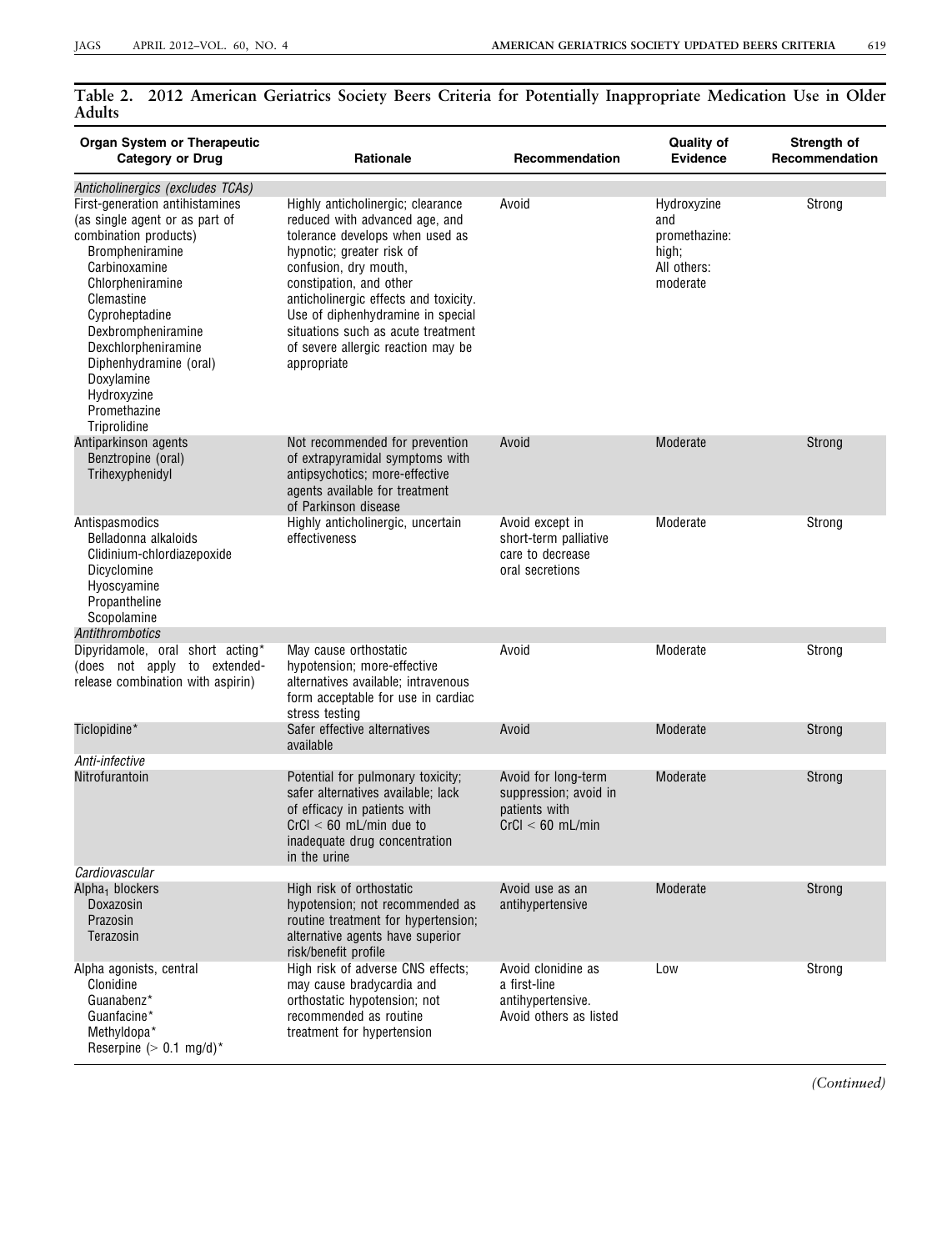**Table 2. 2012 American Geriatrics Society Beers Criteria for Potentially Inappropriate Medication Use in Older Adults**

| Organ System or Therapeutic Category or Drug | Rationale | Recommendation | Quality of Evidence | Strength of Recommendation |
|---|---|---|---|---|
| *Anticholinergics (excludes TCAs)* | | | | |
| First-generation antihistamines (as single agent or as part of combination products)<br>Brompheniramine<br>Carbinoxamine<br>Chlorpheniramine<br>Clemastine<br>Cyproheptadine<br>Dexbrompheniramine<br>Dexchlorpheniramine<br>Diphenhydramine (oral)<br>Doxylamine<br>Hydroxyzine<br>Promethazine<br>Triprolidine | Highly anticholinergic; clearance reduced with advanced age, and tolerance develops when used as hypnotic; greater risk of confusion, dry mouth, constipation, and other anticholinergic effects and toxicity. Use of diphenhydramine in special situations such as acute treatment of severe allergic reaction may be appropriate | Avoid | Hydroxyzine and promethazine: high; All others: moderate | Strong |
| Antiparkinson agents<br>Benztropine (oral)<br>Trihexyphenidyl | Not recommended for prevention of extrapyramidal symptoms with antipsychotics; more-effective agents available for treatment of Parkinson disease | Avoid | Moderate | Strong |
| Antispasmodics<br>Belladonna alkaloids<br>Clidinium-chlordiazepoxide<br>Dicyclomine<br>Hyoscyamine<br>Propantheline<br>Scopolamine | Highly anticholinergic, uncertain effectiveness | Avoid except in short-term palliative care to decrease oral secretions | Moderate | Strong |
| *Antithrombotics* | | | | |
| Dipyridamole, oral short acting* (does not apply to extended-release combination with aspirin) | May cause orthostatic hypotension; more-effective alternatives available; intravenous form acceptable for use in cardiac stress testing | Avoid | Moderate | Strong |
| Ticlopidine* | Safer effective alternatives available | Avoid | Moderate | Strong |
| *Anti-infective* | | | | |
| Nitrofurantoin | Potential for pulmonary toxicity; safer alternatives available; lack of efficacy in patients with CrCl < 60 mL/min due to inadequate drug concentration in the urine | Avoid for long-term suppression; avoid in patients with CrCl < 60 mL/min | Moderate | Strong |
| *Cardiovascular* | | | | |
| $Alpha_1$ blockers<br>Doxazosin<br>Prazosin<br>Terazosin | High risk of orthostatic hypotension; not recommended as routine treatment for hypertension; alternative agents have superior risk/benefit profile | Avoid use as an antihypertensive | Moderate | Strong |
| Alpha agonists, central<br>Clonidine<br>Guanabenz*<br>Guanfacine*<br>Methyldopa*<br>Reserpine (> 0.1 mg/d)* | High risk of adverse CNS effects; may cause bradycardia and orthostatic hypotension; not recommended as routine treatment for hypertension | Avoid clonidine as a first-line antihypertensive. Avoid others as listed | Low | Strong |

*(Continued)*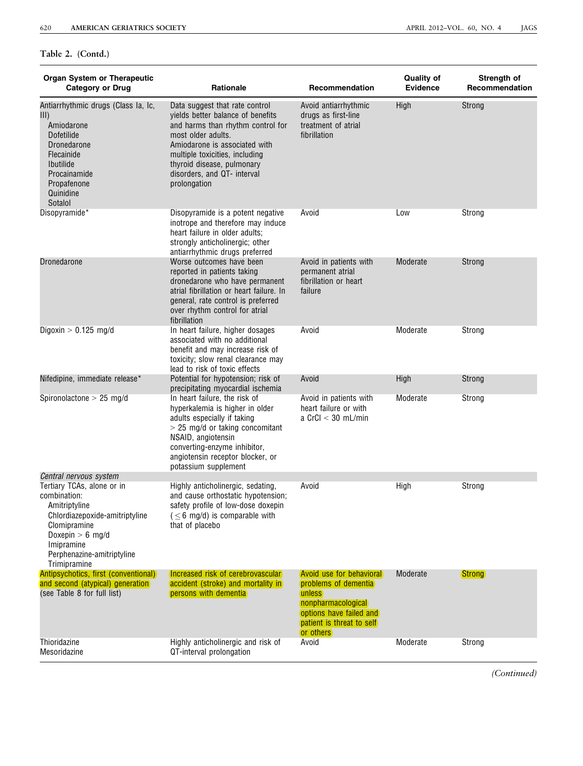**Table 2. (Contd.)**

| Organ System or Therapeutic Category or Drug | Rationale | Recommendation | Quality of Evidence | Strength of Recommendation |
|---|---|---|---|---|
| Antiarrhythmic drugs (Class Ia, Ic, III)<br>Amiodarone<br>Dofetilide<br>Dronedarone<br>Flecainide<br>Ibutilide<br>Procainamide<br>Propafenone<br>Quinidine<br>Sotalol | Data suggest that rate control yields better balance of benefits and harms than rhythm control for most older adults.<br>Amiodarone is associated with multiple toxicities, including thyroid disease, pulmonary disorders, and QT- interval prolongation | Avoid antiarrhythmic drugs as first-line treatment of atrial fibrillation | High | Strong |
| Disopyramide* | Disopyramide is a potent negative inotrope and therefore may induce heart failure in older adults; strongly anticholinergic; other antiarrhythmic drugs preferred | Avoid | Low | Strong |
| Dronedarone | Worse outcomes have been reported in patients taking dronedarone who have permanent atrial fibrillation or heart failure. In general, rate control is preferred over rhythm control for atrial fibrillation | Avoid in patients with permanent atrial fibrillation or heart failure | Moderate | Strong |
| Digoxin > 0.125 mg/d | In heart failure, higher dosages associated with no additional benefit and may increase risk of toxicity; slow renal clearance may lead to risk of toxic effects | Avoid | Moderate | Strong |
| Nifedipine, immediate release* | Potential for hypotension; risk of precipitating myocardial ischemia | Avoid | High | Strong |
| Spironolactone > 25 mg/d | In heart failure, the risk of hyperkalemia is higher in older adults especially if taking > 25 mg/d or taking concomitant NSAID, angiotensin converting-enzyme inhibitor, angiotensin receptor blocker, or potassium supplement | Avoid in patients with heart failure or with a CrCl < 30 mL/min | Moderate | Strong |
| *Central nervous system* | | | | |
| Tertiary TCAs, alone or in combination:<br>Amitriptyline<br>Chlordiazepoxide-amitriptyline<br>Clomipramine<br>Doxepin > 6 mg/d<br>Imipramine<br>Perphenazine-amitriptyline<br>Trimipramine | Highly anticholinergic, sedating, and cause orthostatic hypotension; safety profile of low-dose doxepin (≤ 6 mg/d) is comparable with that of placebo | Avoid | High | Strong |
| Antipsychotics, first (conventional) and second (atypical) generation (see Table 8 for full list) | Increased risk of cerebrovascular accident (stroke) and mortality in persons with dementia | Avoid use for behavioral problems of dementia unless nonpharmacological options have failed and patient is threat to self or others | Moderate | Strong |
| Thioridazine<br>Mesoridazine | Highly anticholinergic and risk of QT-interval prolongation | Avoid | Moderate | Strong |

*(Continued)*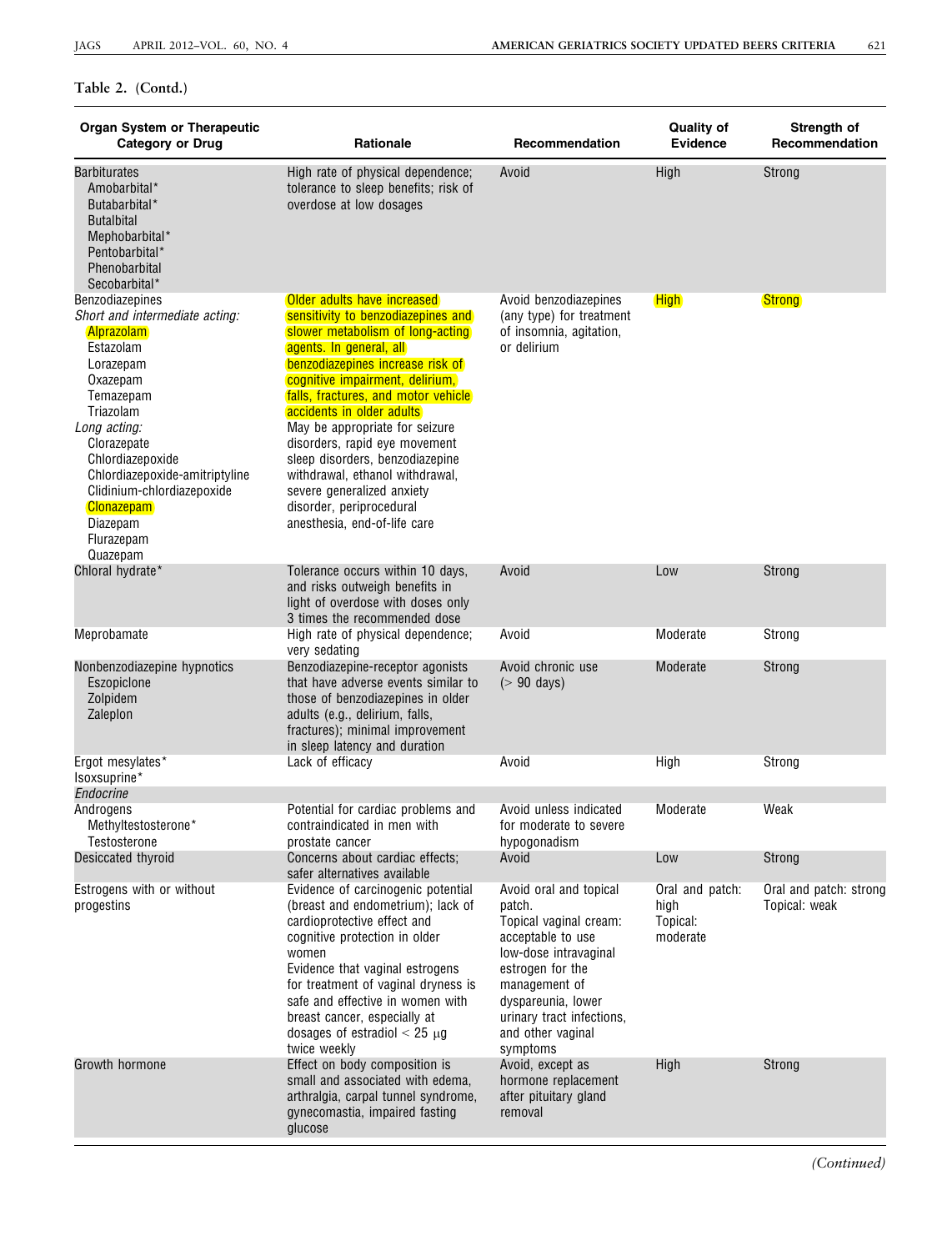**Table 2. (Contd.)**

| Organ System or Therapeutic Category or Drug | Rationale | Recommendation | Quality of Evidence | Strength of Recommendation |
|---|---|---|---|---|
| Barbiturates<br>Amobarbital*<br>Butabarbital*<br>Butalbital<br>Mephobarbital*<br>Pentobarbital*<br>Phenobarbital<br>Secobarbital* | High rate of physical dependence; tolerance to sleep benefits; risk of overdose at low dosages | Avoid | High | Strong |
| Benzodiazepines<br>*Short and intermediate acting:*<br>Alprazolam<br>Estazolam<br>Lorazepam<br>Oxazepam<br>Temazepam<br>Triazolam<br>*Long acting:*<br>Clorazepate<br>Chlordiazepoxide<br>Chlordiazepoxide-amitriptyline<br>Clidinium-chlordiazepoxide<br>Clonazepam<br>Diazepam<br>Flurazepam<br>Quazepam | Older adults have increased sensitivity to benzodiazepines and slower metabolism of long-acting agents. In general, all benzodiazepines increase risk of cognitive impairment, delirium, falls, fractures, and motor vehicle accidents in older adults<br>May be appropriate for seizure disorders, rapid eye movement sleep disorders, benzodiazepine withdrawal, ethanol withdrawal, severe generalized anxiety disorder, periprocedural anesthesia, end-of-life care | Avoid benzodiazepines (any type) for treatment of insomnia, agitation, or delirium | High | Strong |
| Chloral hydrate* | Tolerance occurs within 10 days, and risks outweigh benefits in light of overdose with doses only 3 times the recommended dose | Avoid | Low | Strong |
| Meprobamate | High rate of physical dependence; very sedating | Avoid | Moderate | Strong |
| Nonbenzodiazepine hypnotics<br>Eszopiclone<br>Zolpidem<br>Zaleplon | Benzodiazepine-receptor agonists that have adverse events similar to those of benzodiazepines in older adults (e.g., delirium, falls, fractures); minimal improvement in sleep latency and duration | Avoid chronic use (> 90 days) | Moderate | Strong |
| Ergot mesylates*<br>Isoxsuprine* | Lack of efficacy | Avoid | High | Strong |
| *Endocrine* | | | | |
| Androgens<br>Methyltestosterone*<br>Testosterone | Potential for cardiac problems and contraindicated in men with prostate cancer | Avoid unless indicated for moderate to severe hypogonadism | Moderate | Weak |
| Desiccated thyroid | Concerns about cardiac effects; safer alternatives available | Avoid | Low | Strong |
| Estrogens with or without progestins | Evidence of carcinogenic potential (breast and endometrium); lack of cardioprotective effect and cognitive protection in older women<br>Evidence that vaginal estrogens for treatment of vaginal dryness is safe and effective in women with breast cancer, especially at dosages of estradiol < 25 μg twice weekly | Avoid oral and topical patch.<br>Topical vaginal cream: acceptable to use low-dose intravaginal estrogen for the management of dyspareunia, lower urinary tract infections, and other vaginal symptoms | Oral and patch: high<br>Topical: moderate | Oral and patch: strong<br>Topical: weak |
| Growth hormone | Effect on body composition is small and associated with edema, arthralgia, carpal tunnel syndrome, gynecomastia, impaired fasting glucose | Avoid, except as hormone replacement after pituitary gland removal | High | Strong |

*(Continued)*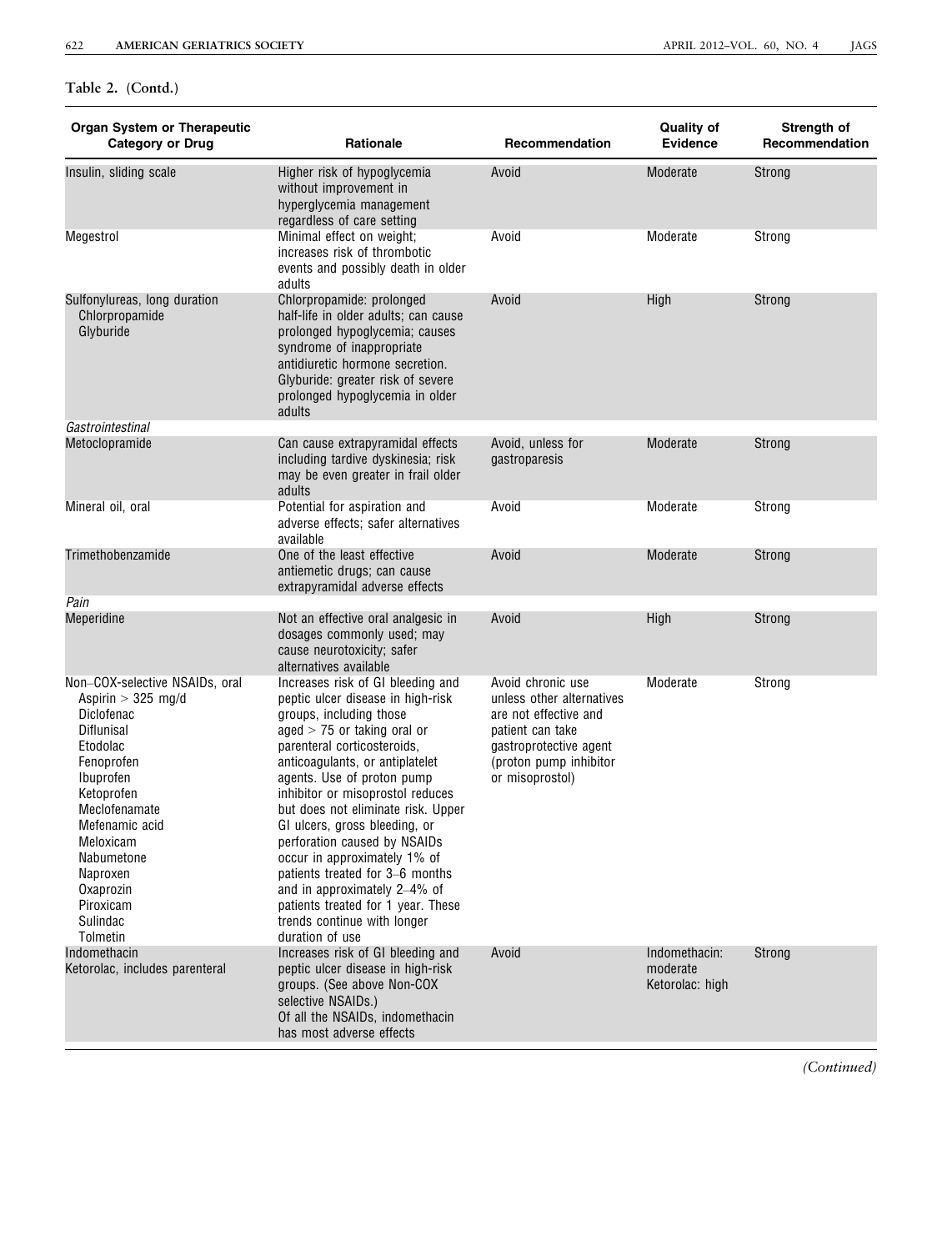**Table 2. (Contd.)**

| Organ System or Therapeutic Category or Drug | Rationale | Recommendation | Quality of Evidence | Strength of Recommendation |
|---|---|---|---|---|
| Insulin, sliding scale | Higher risk of hypoglycemia without improvement in hyperglycemia management regardless of care setting | Avoid | Moderate | Strong |
| Megestrol | Minimal effect on weight; increases risk of thrombotic events and possibly death in older adults | Avoid | Moderate | Strong |
| Sulfonylureas, long duration<br>Chlorpropamide<br>Glyburide | Chlorpropamide: prolonged half-life in older adults; can cause prolonged hypoglycemia; causes syndrome of inappropriate antidiuretic hormone secretion.<br>Glyburide: greater risk of severe prolonged hypoglycemia in older adults | Avoid | High | Strong |
| *Gastrointestinal* | | | | |
| Metoclopramide | Can cause extrapyramidal effects including tardive dyskinesia; risk may be even greater in frail older adults | Avoid, unless for gastroparesis | Moderate | Strong |
| Mineral oil, oral | Potential for aspiration and adverse effects; safer alternatives available | Avoid | Moderate | Strong |
| Trimethobenzamide | One of the least effective antiemetic drugs; can cause extrapyramidal adverse effects | Avoid | Moderate | Strong |
| *Pain* | | | | |
| Meperidine | Not an effective oral analgesic in dosages commonly used; may cause neurotoxicity; safer alternatives available | Avoid | High | Strong |
| Non–COX-selective NSAIDs, oral<br>Aspirin > 325 mg/d<br>Diclofenac<br>Diflunisal<br>Etodolac<br>Fenoprofen<br>Ibuprofen<br>Ketoprofen<br>Meclofenamate<br>Mefenamic acid<br>Meloxicam<br>Nabumetone<br>Naproxen<br>Oxaprozin<br>Piroxicam<br>Sulindac<br>Tolmetin | Increases risk of GI bleeding and peptic ulcer disease in high-risk groups, including those aged > 75 or taking oral or parenteral corticosteroids, anticoagulants, or antiplatelet agents. Use of proton pump inhibitor or misoprostol reduces but does not eliminate risk. Upper GI ulcers, gross bleeding, or perforation caused by NSAIDs occur in approximately 1% of patients treated for 3–6 months and in approximately 2–4% of patients treated for 1 year. These trends continue with longer duration of use | Avoid chronic use unless other alternatives are not effective and patient can take gastroprotective agent (proton pump inhibitor or misoprostol) | Moderate | Strong |
| Indomethacin<br>Ketorolac, includes parenteral | Increases risk of GI bleeding and peptic ulcer disease in high-risk groups. (See above Non-COX selective NSAIDs.)<br>Of all the NSAIDs, indomethacin has most adverse effects | Avoid | Indomethacin: moderate<br>Ketorolac: high | Strong |

*(Continued)*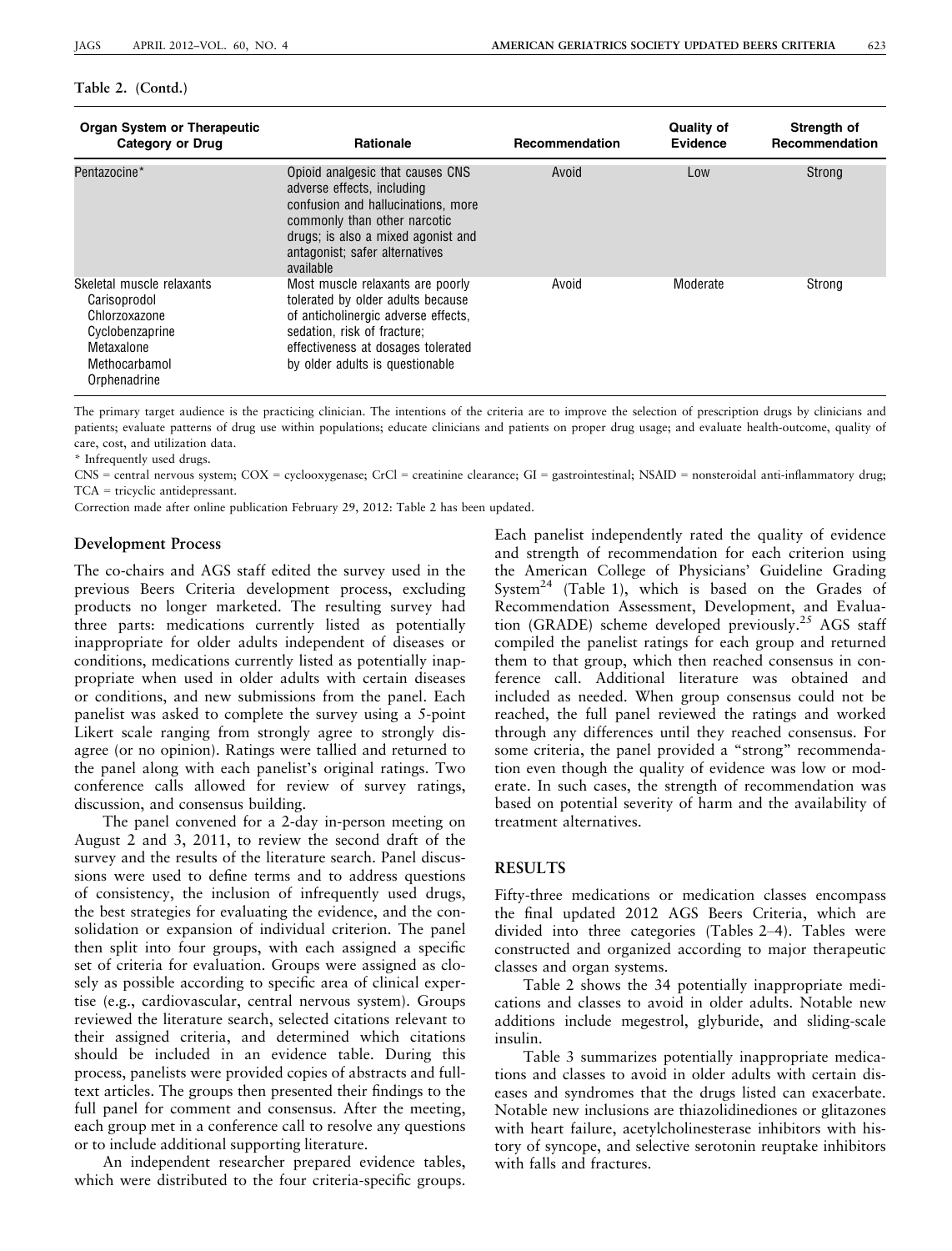**Table 2. (Contd.)**

| Organ System or Therapeutic Category or Drug | Rationale | Recommendation | Quality of Evidence | Strength of Recommendation |
|---|---|---|---|---|
| Pentazocine* | Opioid analgesic that causes CNS adverse effects, including confusion and hallucinations, more commonly than other narcotic drugs; is also a mixed agonist and antagonist; safer alternatives available | Avoid | Low | Strong |
| Skeletal muscle relaxants<br>Carisoprodol<br>Chlorzoxazone<br>Cyclobenzaprine<br>Metaxalone<br>Methocarbamol<br>Orphenadrine | Most muscle relaxants are poorly tolerated by older adults because of anticholinergic adverse effects, sedation, risk of fracture; effectiveness at dosages tolerated by older adults is questionable | Avoid | Moderate | Strong |

The primary target audience is the practicing clinician. The intentions of the criteria are to improve the selection of prescription drugs by clinicians and patients; evaluate patterns of drug use within populations; educate clinicians and patients on proper drug usage; and evaluate health-outcome, quality of care, cost, and utilization data.

\* Infrequently used drugs.

CNS = central nervous system; COX = cyclooxygenase; CrCl = creatinine clearance; GI = gastrointestinal; NSAID = nonsteroidal anti-inflammatory drug; TCA = tricyclic antidepressant.

Correction made after online publication February 29, 2012: Table 2 has been updated.

### Development Process

The co-chairs and AGS staff edited the survey used in the previous Beers Criteria development process, excluding products no longer marketed. The resulting survey had three parts: medications currently listed as potentially inappropriate for older adults independent of diseases or conditions, medications currently listed as potentially inappropriate when used in older adults with certain diseases or conditions, and new submissions from the panel. Each panelist was asked to complete the survey using a 5-point Likert scale ranging from strongly agree to strongly disagree (or no opinion). Ratings were tallied and returned to the panel along with each panelist's original ratings. Two conference calls allowed for review of survey ratings, discussion, and consensus building.

The panel convened for a 2-day in-person meeting on August 2 and 3, 2011, to review the second draft of the survey and the results of the literature search. Panel discussions were used to define terms and to address questions of consistency, the inclusion of infrequently used drugs, the best strategies for evaluating the evidence, and the consolidation or expansion of individual criterion. The panel then split into four groups, with each assigned a specific set of criteria for evaluation. Groups were assigned as closely as possible according to specific area of clinical expertise (e.g., cardiovascular, central nervous system). Groups reviewed the literature search, selected citations relevant to their assigned criteria, and determined which citations should be included in an evidence table. During this process, panelists were provided copies of abstracts and full-text articles. The groups then presented their findings to the full panel for comment and consensus. After the meeting, each group met in a conference call to resolve any questions or to include additional supporting literature.

An independent researcher prepared evidence tables, which were distributed to the four criteria-specific groups. Each panelist independently rated the quality of evidence and strength of recommendation for each criterion using the American College of Physicians' Guideline Grading System[24] (Table 1), which is based on the Grades of Recommendation Assessment, Development, and Evaluation (GRADE) scheme developed previously.[25] AGS staff compiled the panelist ratings for each group and returned them to that group, which then reached consensus in conference call. Additional literature was obtained and included as needed. When group consensus could not be reached, the full panel reviewed the ratings and worked through any differences until they reached consensus. For some criteria, the panel provided a "strong" recommendation even though the quality of evidence was low or moderate. In such cases, the strength of recommendation was based on potential severity of harm and the availability of treatment alternatives.

## RESULTS

Fifty-three medications or medication classes encompass the final updated 2012 AGS Beers Criteria, which are divided into three categories (Tables 2–4). Tables were constructed and organized according to major therapeutic classes and organ systems.

Table 2 shows the 34 potentially inappropriate medications and classes to avoid in older adults. Notable new additions include megestrol, glyburide, and sliding-scale insulin.

Table 3 summarizes potentially inappropriate medications and classes to avoid in older adults with certain diseases and syndromes that the drugs listed can exacerbate. Notable new inclusions are thiazolidinediones or glitazones with heart failure, acetylcholinesterase inhibitors with history of syncope, and selective serotonin reuptake inhibitors with falls and fractures.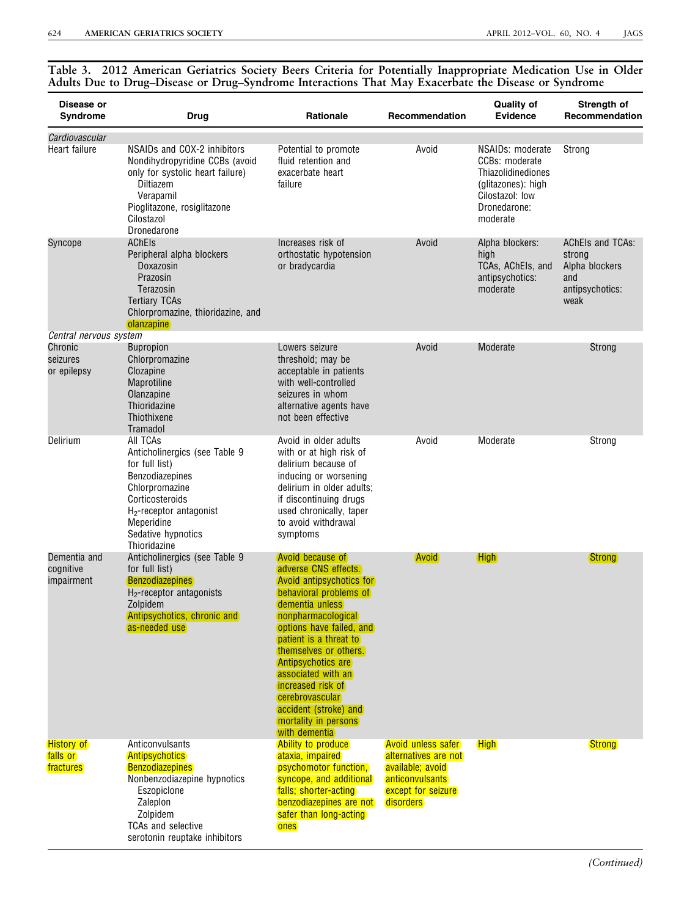**Table 3. 2012 American Geriatrics Society Beers Criteria for Potentially Inappropriate Medication Use in Older Adults Due to Drug–Disease or Drug–Syndrome Interactions That May Exacerbate the Disease or Syndrome**

| Disease or Syndrome | Drug | Rationale | Recommendation | Quality of Evidence | Strength of Recommendation |
|---|---|---|---|---|---|
| *Cardiovascular* | | | | | |
| Heart failure | NSAIDs and COX-2 inhibitors<br>Nondihydropyridine CCBs (avoid only for systolic heart failure)<br>Diltiazem<br>Verapamil<br>Pioglitazone, rosiglitazone<br>Cilostazol<br>Dronedarone | Potential to promote fluid retention and exacerbate heart failure | Avoid | NSAIDs: moderate<br>CCBs: moderate<br>Thiazolidinediones (glitazones): high<br>Cilostazol: low<br>Dronedarone: moderate | Strong |
| Syncope | AChEIs<br>Peripheral alpha blockers<br>Doxazosin<br>Prazosin<br>Terazosin<br>Tertiary TCAs<br>Chlorpromazine, thioridazine, and olanzapine | Increases risk of orthostatic hypotension or bradycardia | Avoid | Alpha blockers: high<br>TCAs, AChEIs, and antipsychotics: moderate | AChEIs and TCAs: strong<br>Alpha blockers and antipsychotics: weak |
| *Central nervous system* | | | | | |
| Chronic seizures or epilepsy | Bupropion<br>Chlorpromazine<br>Clozapine<br>Maprotiline<br>Olanzapine<br>Thioridazine<br>Thiothixene<br>Tramadol | Lowers seizure threshold; may be acceptable in patients with well-controlled seizures in whom alternative agents have not been effective | Avoid | Moderate | Strong |
| Delirium | All TCAs<br>Anticholinergics (see Table 9 for full list)<br>Benzodiazepines<br>Chlorpromazine<br>Corticosteroids<br>$H_2$-receptor antagonist<br>Meperidine<br>Sedative hypnotics<br>Thioridazine | Avoid in older adults with or at high risk of delirium because of inducing or worsening delirium in older adults; if discontinuing drugs used chronically, taper to avoid withdrawal symptoms | Avoid | Moderate | Strong |
| Dementia and cognitive impairment | Anticholinergics (see Table 9 for full list)<br>Benzodiazepines<br>$H_2$-receptor antagonists<br>Zolpidem<br>Antipsychotics, chronic and as-needed use | Avoid because of adverse CNS effects.<br>Avoid antipsychotics for behavioral problems of dementia unless nonpharmacological options have failed, and patient is a threat to themselves or others. Antipsychotics are associated with an increased risk of cerebrovascular accident (stroke) and mortality in persons with dementia | Avoid | High | Strong |
| History of falls or fractures | Anticonvulsants<br>Antipsychotics<br>Benzodiazepines<br>Nonbenzodiazepine hypnotics<br>Eszopiclone<br>Zaleplon<br>Zolpidem<br>TCAs and selective serotonin reuptake inhibitors | Ability to produce ataxia, impaired psychomotor function, syncope, and additional falls; shorter-acting benzodiazepines are not safer than long-acting ones | Avoid unless safer alternatives are not available; avoid anticonvulsants except for seizure disorders | High | Strong |

*(Continued)*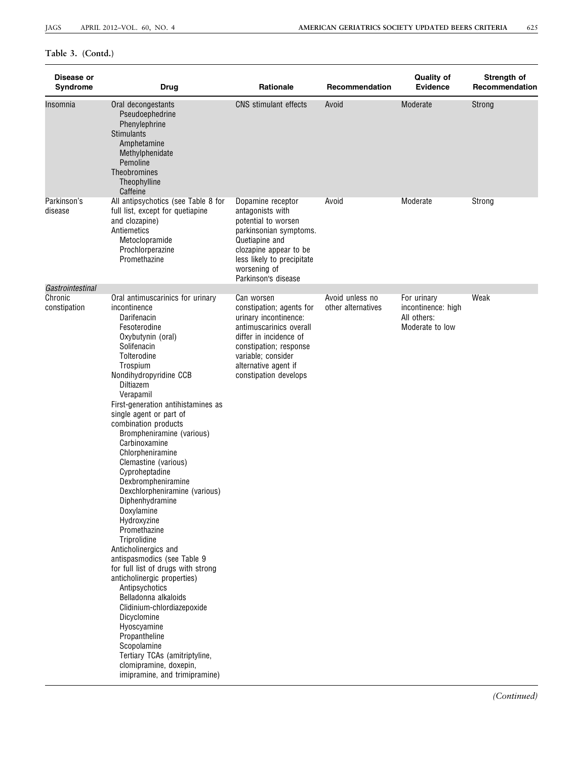**Table 3. (Contd.)**

| Disease or Syndrome | Drug | Rationale | Recommendation | Quality of Evidence | Strength of Recommendation |
|---|---|---|---|---|---|
| Insomnia | Oral decongestants<br>Pseudoephedrine<br>Phenylephrine<br>Stimulants<br>Amphetamine<br>Methylphenidate<br>Pemoline<br>Theobromines<br>Theophylline<br>Caffeine | CNS stimulant effects | Avoid | Moderate | Strong |
| Parkinson's disease | All antipsychotics (see Table 8 for full list, except for quetiapine and clozapine)<br>Antiemetics<br>Metoclopramide<br>Prochlorperazine<br>Promethazine | Dopamine receptor antagonists with potential to worsen parkinsonian symptoms. Quetiapine and clozapine appear to be less likely to precipitate worsening of Parkinson's disease | Avoid | Moderate | Strong |
| *Gastrointestinal* | | | | | |
| Chronic constipation | Oral antimuscarinics for urinary incontinence<br>Darifenacin<br>Fesoterodine<br>Oxybutynin (oral)<br>Solifenacin<br>Tolterodine<br>Trospium<br>Nondihydropyridine CCB<br>Diltiazem<br>Verapamil<br>First-generation antihistamines as single agent or part of combination products<br>Brompheniramine (various)<br>Carbinoxamine<br>Chlorpheniramine<br>Clemastine (various)<br>Cyproheptadine<br>Dexbrompheniramine<br>Dexchlorpheniramine (various)<br>Diphenhydramine<br>Doxylamine<br>Hydroxyzine<br>Promethazine<br>Triprolidine<br>Anticholinergics and antispasmodics (see Table 9 for full list of drugs with strong anticholinergic properties)<br>Antipsychotics<br>Belladonna alkaloids<br>Clidinium-chlordiazepoxide<br>Dicyclomine<br>Hyoscyamine<br>Propantheline<br>Scopolamine<br>Tertiary TCAs (amitriptyline, clomipramine, doxepin, imipramine, and trimipramine) | Can worsen constipation; agents for urinary incontinence: antimuscarinics overall differ in incidence of constipation; response variable; consider alternative agent if constipation develops | Avoid unless no other alternatives | For urinary incontinence: high<br>All others: Moderate to low | Weak |

*(Continued)*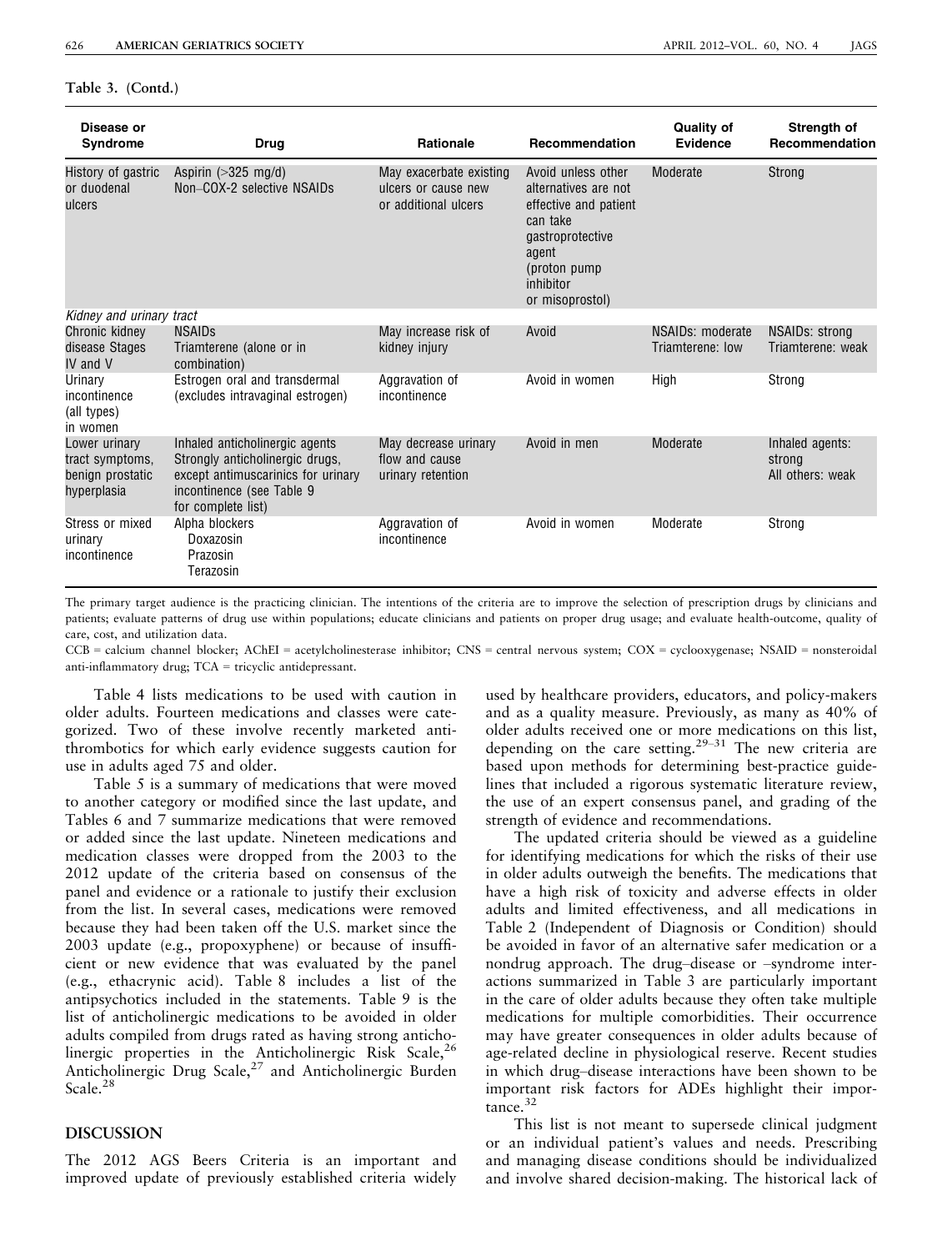**Table 3. (Contd.)**

| Disease or Syndrome | Drug | Rationale | Recommendation | Quality of Evidence | Strength of Recommendation |
|---|---|---|---|---|---|
| History of gastric or duodenal ulcers | Aspirin (>325 mg/d)<br>Non–COX-2 selective NSAIDs | May exacerbate existing ulcers or cause new or additional ulcers | Avoid unless other alternatives are not effective and patient can take gastroprotective agent (proton pump inhibitor or misoprostol) | Moderate | Strong |
| *Kidney and urinary tract* | | | | | |
| Chronic kidney disease Stages IV and V | NSAIDs<br>Triamterene (alone or in combination) | May increase risk of kidney injury | Avoid | NSAIDs: moderate<br>Triamterene: low | NSAIDs: strong<br>Triamterene: weak |
| Urinary incontinence (all types) in women | Estrogen oral and transdermal (excludes intravaginal estrogen) | Aggravation of incontinence | Avoid in women | High | Strong |
| Lower urinary tract symptoms, benign prostatic hyperplasia | Inhaled anticholinergic agents<br>Strongly anticholinergic drugs, except antimuscarinics for urinary incontinence (see Table 9 for complete list) | May decrease urinary flow and cause urinary retention | Avoid in men | Moderate | Inhaled agents: strong<br>All others: weak |
| Stress or mixed urinary incontinence | Alpha blockers<br>Doxazosin<br>Prazosin<br>Terazosin | Aggravation of incontinence | Avoid in women | Moderate | Strong |

The primary target audience is the practicing clinician. The intentions of the criteria are to improve the selection of prescription drugs by clinicians and patients; evaluate patterns of drug use within populations; educate clinicians and patients on proper drug usage; and evaluate health-outcome, quality of care, cost, and utilization data.

CCB = calcium channel blocker; AChEI = acetylcholinesterase inhibitor; CNS = central nervous system; COX = cyclooxygenase; NSAID = nonsteroidal anti-inflammatory drug; TCA = tricyclic antidepressant.

Table 4 lists medications to be used with caution in older adults. Fourteen medications and classes were categorized. Two of these involve recently marketed antithrombotics for which early evidence suggests caution for use in adults aged 75 and older.

Table 5 is a summary of medications that were moved to another category or modified since the last update, and Tables 6 and 7 summarize medications that were removed or added since the last update. Nineteen medications and medication classes were dropped from the 2003 to the 2012 update of the criteria based on consensus of the panel and evidence or a rationale to justify their exclusion from the list. In several cases, medications were removed because they had been taken off the U.S. market since the 2003 update (e.g., propoxyphene) or because of insufficient or new evidence that was evaluated by the panel (e.g., ethacrynic acid). Table 8 includes a list of the antipsychotics included in the statements. Table 9 is the list of anticholinergic medications to be avoided in older adults compiled from drugs rated as having strong anticholinergic properties in the Anticholinergic Risk Scale,[26] Anticholinergic Drug Scale,[27] and Anticholinergic Burden Scale.[28]

## DISCUSSION

The 2012 AGS Beers Criteria is an important and improved update of previously established criteria widely used by healthcare providers, educators, and policy-makers and as a quality measure. Previously, as many as 40% of older adults received one or more medications on this list, depending on the care setting.[29–31] The new criteria are based upon methods for determining best-practice guidelines that included a rigorous systematic literature review, the use of an expert consensus panel, and grading of the strength of evidence and recommendations.

The updated criteria should be viewed as a guideline for identifying medications for which the risks of their use in older adults outweigh the benefits. The medications that have a high risk of toxicity and adverse effects in older adults and limited effectiveness, and all medications in Table 2 (Independent of Diagnosis or Condition) should be avoided in favor of an alternative safer medication or a nondrug approach. The drug–disease or –syndrome interactions summarized in Table 3 are particularly important in the care of older adults because they often take multiple medications for multiple comorbidities. Their occurrence may have greater consequences in older adults because of age-related decline in physiological reserve. Recent studies in which drug–disease interactions have been shown to be important risk factors for ADEs highlight their importance.[32]

This list is not meant to supersede clinical judgment or an individual patient's values and needs. Prescribing and managing disease conditions should be individualized and involve shared decision-making. The historical lack of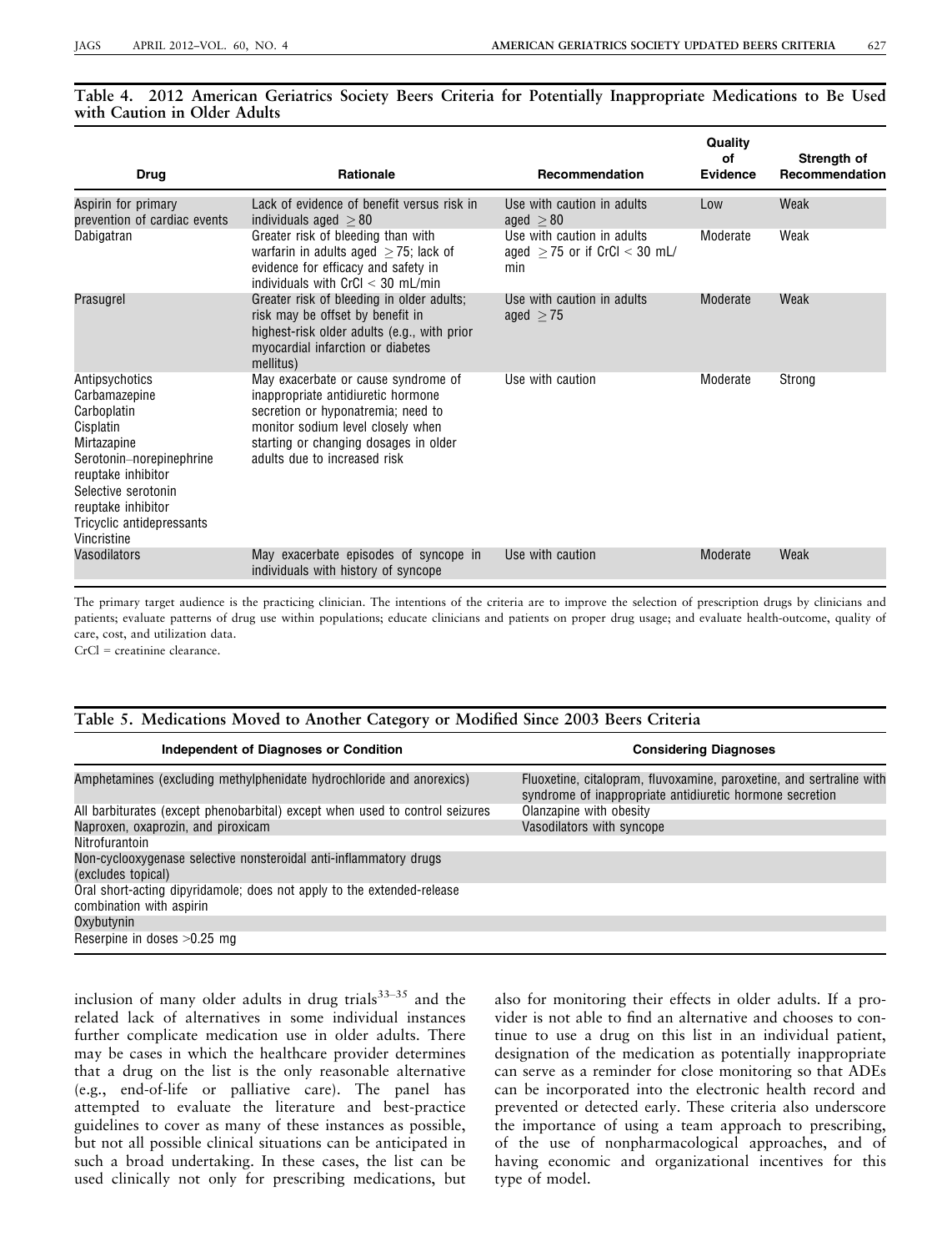**Table 4. 2012 American Geriatrics Society Beers Criteria for Potentially Inappropriate Medications to Be Used with Caution in Older Adults**

| Drug | Rationale | Recommendation | Quality of Evidence | Strength of Recommendation |
|---|---|---|---|---|
| Aspirin for primary prevention of cardiac events | Lack of evidence of benefit versus risk in individuals aged $\geq 80$ | Use with caution in adults aged $\geq 80$ | Low | Weak |
| Dabigatran | Greater risk of bleeding than with warfarin in adults aged $\geq 75$; lack of evidence for efficacy and safety in individuals with CrCl < 30 mL/min | Use with caution in adults aged $\geq 75$ or if CrCl < 30 mL/min | Moderate | Weak |
| Prasugrel | Greater risk of bleeding in older adults; risk may be offset by benefit in highest-risk older adults (e.g., with prior myocardial infarction or diabetes mellitus) | Use with caution in adults aged $\geq 75$ | Moderate | Weak |
| Antipsychotics<br>Carbamazepine<br>Carboplatin<br>Cisplatin<br>Mirtazapine<br>Serotonin–norepinephrine reuptake inhibitor<br>Selective serotonin reuptake inhibitor<br>Tricyclic antidepressants<br>Vincristine | May exacerbate or cause syndrome of inappropriate antidiuretic hormone secretion or hyponatremia; need to monitor sodium level closely when starting or changing dosages in older adults due to increased risk | Use with caution | Moderate | Strong |
| Vasodilators | May exacerbate episodes of syncope in individuals with history of syncope | Use with caution | Moderate | Weak |

The primary target audience is the practicing clinician. The intentions of the criteria are to improve the selection of prescription drugs by clinicians and patients; evaluate patterns of drug use within populations; educate clinicians and patients on proper drug usage; and evaluate health-outcome, quality of care, cost, and utilization data.

CrCl = creatinine clearance.

**Table 5. Medications Moved to Another Category or Modified Since 2003 Beers Criteria**

| Independent of Diagnoses or Condition | Considering Diagnoses |
|---|---|
| Amphetamines (excluding methylphenidate hydrochloride and anorexics) | Fluoxetine, citalopram, fluvoxamine, paroxetine, and sertraline with syndrome of inappropriate antidiuretic hormone secretion |
| All barbiturates (except phenobarbital) except when used to control seizures | Olanzapine with obesity |
| Naproxen, oxaprozin, and piroxicam | Vasodilators with syncope |
| Nitrofurantoin | |
| Non-cyclooxygenase selective nonsteroidal anti-inflammatory drugs (excludes topical) | |
| Oral short-acting dipyridamole; does not apply to the extended-release combination with aspirin | |
| Oxybutynin | |
| Reserpine in doses >0.25 mg | |

inclusion of many older adults in drug trials[33–35] and the related lack of alternatives in some individual instances further complicate medication use in older adults. There may be cases in which the healthcare provider determines that a drug on the list is the only reasonable alternative (e.g., end-of-life or palliative care). The panel has attempted to evaluate the literature and best-practice guidelines to cover as many of these instances as possible, but not all possible clinical situations can be anticipated in such a broad undertaking. In these cases, the list can be used clinically not only for prescribing medications, but also for monitoring their effects in older adults. If a provider is not able to find an alternative and chooses to continue to use a drug on this list in an individual patient, designation of the medication as potentially inappropriate can serve as a reminder for close monitoring so that ADEs can be incorporated into the electronic health record and prevented or detected early. These criteria also underscore the importance of using a team approach to prescribing, of the use of nonpharmacological approaches, and of having economic and organizational incentives for this type of model.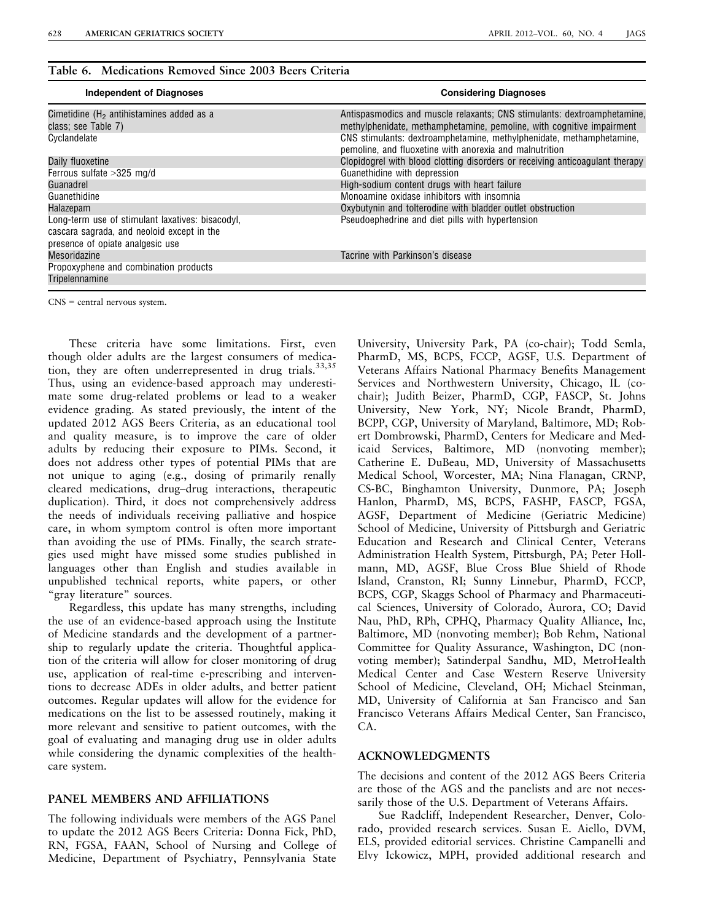**Table 6. Medications Removed Since 2003 Beers Criteria**

| Independent of Diagnoses | Considering Diagnoses |
|---|---|
| Cimetidine ($H_2$ antihistamines added as a class; see Table 7) | Antispasmodics and muscle relaxants; CNS stimulants: dextroamphetamine, methylphenidate, methamphetamine, pemoline, with cognitive impairment |
| Cyclandelate | CNS stimulants: dextroamphetamine, methylphenidate, methamphetamine, pemoline, and fluoxetine with anorexia and malnutrition |
| Daily fluoxetine | Clopidogrel with blood clotting disorders or receiving anticoagulant therapy |
| Ferrous sulfate >325 mg/d | Guanethidine with depression |
| Guanadrel | High-sodium content drugs with heart failure |
| Guanethidine | Monoamine oxidase inhibitors with insomnia |
| Halazepam | Oxybutynin and tolterodine with bladder outlet obstruction |
| Long-term use of stimulant laxatives: bisacodyl, cascara sagrada, and neoloid except in the presence of opiate analgesic use | Pseudoephedrine and diet pills with hypertension |
| Mesoridazine | Tacrine with Parkinson's disease |
| Propoxyphene and combination products | |
| Tripelennamine | |

CNS = central nervous system.

These criteria have some limitations. First, even though older adults are the largest consumers of medication, they are often underrepresented in drug trials.[33,35] Thus, using an evidence-based approach may underestimate some drug-related problems or lead to a weaker evidence grading. As stated previously, the intent of the updated 2012 AGS Beers Criteria, as an educational tool and quality measure, is to improve the care of older adults by reducing their exposure to PIMs. Second, it does not address other types of potential PIMs that are not unique to aging (e.g., dosing of primarily renally cleared medications, drug–drug interactions, therapeutic duplication). Third, it does not comprehensively address the needs of individuals receiving palliative and hospice care, in whom symptom control is often more important than avoiding the use of PIMs. Finally, the search strategies used might have missed some studies published in languages other than English and studies available in unpublished technical reports, white papers, or other "gray literature" sources.

Regardless, this update has many strengths, including the use of an evidence-based approach using the Institute of Medicine standards and the development of a partnership to regularly update the criteria. Thoughtful application of the criteria will allow for closer monitoring of drug use, application of real-time e-prescribing and interventions to decrease ADEs in older adults, and better patient outcomes. Regular updates will allow for the evidence for medications on the list to be assessed routinely, making it more relevant and sensitive to patient outcomes, with the goal of evaluating and managing drug use in older adults while considering the dynamic complexities of the healthcare system.

## PANEL MEMBERS AND AFFILIATIONS

The following individuals were members of the AGS Panel to update the 2012 AGS Beers Criteria: Donna Fick, PhD, RN, FGSA, FAAN, School of Nursing and College of Medicine, Department of Psychiatry, Pennsylvania State University, University Park, PA (co-chair); Todd Semla, PharmD, MS, BCPS, FCCP, AGSF, U.S. Department of Veterans Affairs National Pharmacy Benefits Management Services and Northwestern University, Chicago, IL (co-chair); Judith Beizer, PharmD, CGP, FASCP, St. Johns University, New York, NY; Nicole Brandt, PharmD, BCPP, CGP, University of Maryland, Baltimore, MD; Robert Dombrowski, PharmD, Centers for Medicare and Medicaid Services, Baltimore, MD (nonvoting member); Catherine E. DuBeau, MD, University of Massachusetts Medical School, Worcester, MA; Nina Flanagan, CRNP, CS-BC, Binghamton University, Dunmore, PA; Joseph Hanlon, PharmD, MS, BCPS, FASHP, FASCP, FGSA, AGSF, Department of Medicine (Geriatric Medicine) School of Medicine, University of Pittsburgh and Geriatric Education and Research and Clinical Center, Veterans Administration Health System, Pittsburgh, PA; Peter Hollmann, MD, AGSF, Blue Cross Blue Shield of Rhode Island, Cranston, RI; Sunny Linnebur, PharmD, FCCP, BCPS, CGP, Skaggs School of Pharmacy and Pharmaceutical Sciences, University of Colorado, Aurora, CO; David Nau, PhD, RPh, CPHQ, Pharmacy Quality Alliance, Inc, Baltimore, MD (nonvoting member); Bob Rehm, National Committee for Quality Assurance, Washington, DC (nonvoting member); Satinderpal Sandhu, MD, MetroHealth Medical Center and Case Western Reserve University School of Medicine, Cleveland, OH; Michael Steinman, MD, University of California at San Francisco and San Francisco Veterans Affairs Medical Center, San Francisco, CA.

## ACKNOWLEDGMENTS

The decisions and content of the 2012 AGS Beers Criteria are those of the AGS and the panelists and are not necessarily those of the U.S. Department of Veterans Affairs.

Sue Radcliff, Independent Researcher, Denver, Colorado, provided research services. Susan E. Aiello, DVM, ELS, provided editorial services. Christine Campanelli and Elvy Ickowicz, MPH, provided additional research and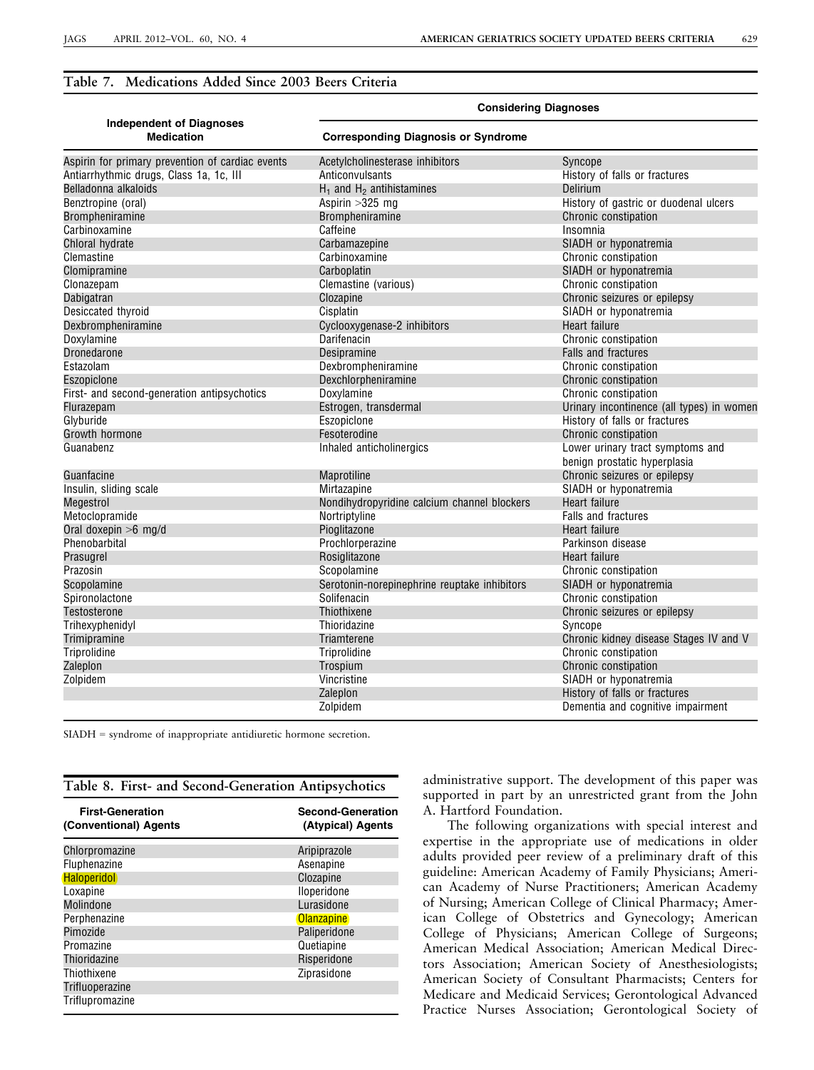**Table 7. Medications Added Since 2003 Beers Criteria**

| Independent of Diagnoses Medication | Considering Diagnoses | |
|---|---|---|
| | Corresponding Diagnosis or Syndrome | |
| Aspirin for primary prevention of cardiac events | Acetylcholinesterase inhibitors | Syncope |
| Antiarrhythmic drugs, Class 1a, 1c, III | Anticonvulsants | History of falls or fractures |
| Belladonna alkaloids | $H_1$ and $H_2$ antihistamines | Delirium |
| Benztropine (oral) | Aspirin >325 mg | History of gastric or duodenal ulcers |
| Brompheniramine | Brompheniramine | Chronic constipation |
| Carbinoxamine | Caffeine | Insomnia |
| Chloral hydrate | Carbamazepine | SIADH or hyponatremia |
| Clemastine | Carbinoxamine | Chronic constipation |
| Clomipramine | Carboplatin | SIADH or hyponatremia |
| Clonazepam | Clemastine (various) | Chronic constipation |
| Dabigatran | Clozapine | Chronic seizures or epilepsy |
| Desiccated thyroid | Cisplatin | SIADH or hyponatremia |
| Dexbrompheniramine | Cyclooxygenase-2 inhibitors | Heart failure |
| Doxylamine | Darifenacin | Chronic constipation |
| Dronedarone | Desipramine | Falls and fractures |
| Estazolam | Dexbrompheniramine | Chronic constipation |
| Eszopiclone | Dexchlorpheniramine | Chronic constipation |
| First- and second-generation antipsychotics | Doxylamine | Chronic constipation |
| Flurazepam | Estrogen, transdermal | Urinary incontinence (all types) in women |
| Glyburide | Eszopiclone | History of falls or fractures |
| Growth hormone | Fesoterodine | Chronic constipation |
| Guanabenz | Inhaled anticholinergics | Lower urinary tract symptoms and benign prostatic hyperplasia |
| Guanfacine | Maprotiline | Chronic seizures or epilepsy |
| Insulin, sliding scale | Mirtazapine | SIADH or hyponatremia |
| Megestrol | Nondihydropyridine calcium channel blockers | Heart failure |
| Metoclopramide | Nortriptyline | Falls and fractures |
| Oral doxepin >6 mg/d | Pioglitazone | Heart failure |
| Phenobarbital | Prochlorperazine | Parkinson disease |
| Prasugrel | Rosiglitazone | Heart failure |
| Prazosin | Scopolamine | Chronic constipation |
| Scopolamine | Serotonin-norepinephrine reuptake inhibitors | SIADH or hyponatremia |
| Spironolactone | Solifenacin | Chronic constipation |
| Testosterone | Thiothixene | Chronic seizures or epilepsy |
| Trihexyphenidyl | Thioridazine | Syncope |
| Trimipramine | Triamterene | Chronic kidney disease Stages IV and V |
| Triprolidine | Triprolidine | Chronic constipation |
| Zaleplon | Trospium | Chronic constipation |
| Zolpidem | Vincristine | SIADH or hyponatremia |
| | Zaleplon | History of falls or fractures |
| | Zolpidem | Dementia and cognitive impairment |

SIADH = syndrome of inappropriate antidiuretic hormone secretion.

**Table 8. First- and Second-Generation Antipsychotics**

| First-Generation (Conventional) Agents | Second-Generation (Atypical) Agents |
|---|---|
| Chlorpromazine | Aripiprazole |
| Fluphenazine | Asenapine |
| Haloperidol | Clozapine |
| Loxapine | Iloperidone |
| Molindone | Lurasidone |
| Perphenazine | Olanzapine |
| Pimozide | Paliperidone |
| Promazine | Quetiapine |
| Thioridazine | Risperidone |
| Thiothixene | Ziprasidone |
| Trifluoperazine | |
| Triflupromazine | |

administrative support. The development of this paper was supported in part by an unrestricted grant from the John A. Hartford Foundation.

The following organizations with special interest and expertise in the appropriate use of medications in older adults provided peer review of a preliminary draft of this guideline: American Academy of Family Physicians; American Academy of Nurse Practitioners; American Academy of Nursing; American College of Clinical Pharmacy; American College of Obstetrics and Gynecology; American College of Physicians; American College of Surgeons; American Medical Association; American Medical Directors Association; American Society of Anesthesiologists; American Society of Consultant Pharmacists; Centers for Medicare and Medicaid Services; Gerontological Advanced Practice Nurses Association; Gerontological Society of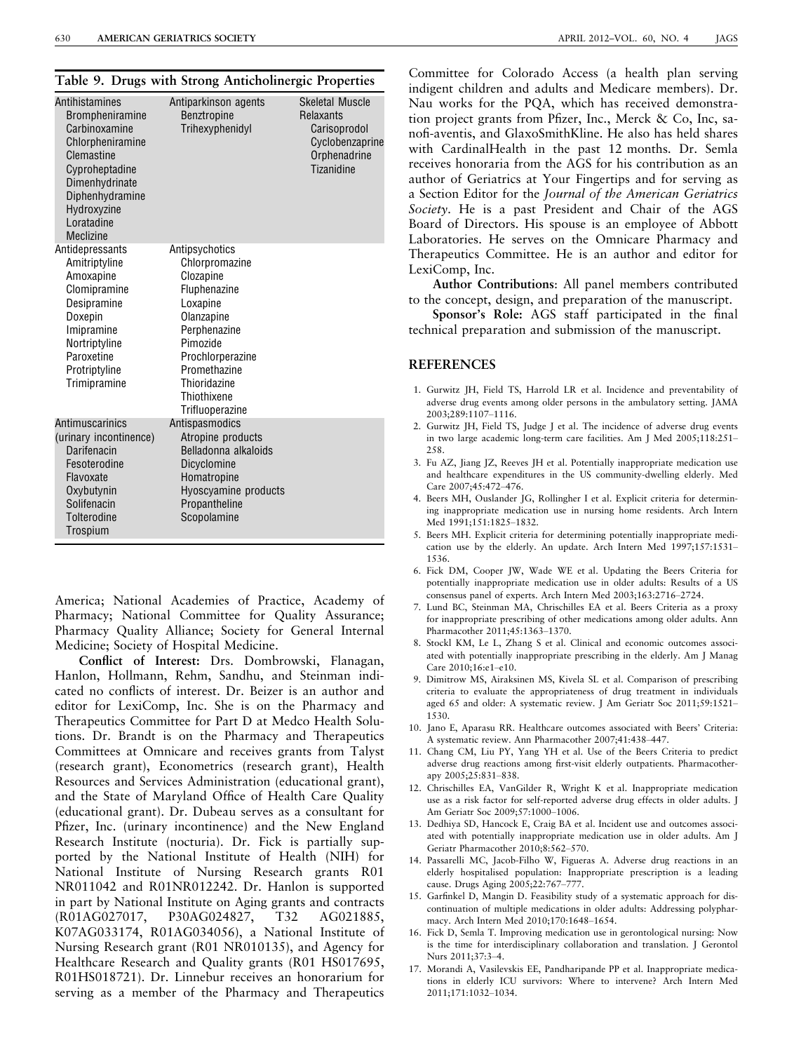**Table 9. Drugs with Strong Anticholinergic Properties**

| | | |
|---|---|---|
| Antihistamines<br>Brompheniramine<br>Carbinoxamine<br>Chlorpheniramine<br>Clemastine<br>Cyproheptadine<br>Dimenhydrinate<br>Diphenhydramine<br>Hydroxyzine<br>Loratadine<br>Meclizine | Antiparkinson agents<br>Benztropine<br>Trihexyphenidyl | Skeletal Muscle Relaxants<br>Carisoprodol<br>Cyclobenzaprine<br>Orphenadrine<br>Tizanidine |
| Antidepressants<br>Amitriptyline<br>Amoxapine<br>Clomipramine<br>Desipramine<br>Doxepin<br>Imipramine<br>Nortriptyline<br>Paroxetine<br>Protriptyline<br>Trimipramine | Antipsychotics<br>Chlorpromazine<br>Clozapine<br>Fluphenazine<br>Loxapine<br>Olanzapine<br>Perphenazine<br>Pimozide<br>Prochlorperazine<br>Promethazine<br>Thioridazine<br>Thiothixene<br>Trifluoperazine | |
| Antimuscarinics (urinary incontinence)<br>Darifenacin<br>Fesoterodine<br>Flavoxate<br>Oxybutynin<br>Solifenacin<br>Tolterodine<br>Trospium | Antispasmodics<br>Atropine products<br>Belladonna alkaloids<br>Dicyclomine<br>Homatropine<br>Hyoscyamine products<br>Propantheline<br>Scopolamine | |

America; National Academies of Practice, Academy of Pharmacy; National Committee for Quality Assurance; Pharmacy Quality Alliance; Society for General Internal Medicine; Society of Hospital Medicine.

**Conflict of Interest:** Drs. Dombrowski, Flanagan, Hanlon, Hollmann, Rehm, Sandhu, and Steinman indicated no conflicts of interest. Dr. Beizer is an author and editor for LexiComp, Inc. She is on the Pharmacy and Therapeutics Committee for Part D at Medco Health Solutions. Dr. Brandt is on the Pharmacy and Therapeutics Committees at Omnicare and receives grants from Talyst (research grant), Econometrics (research grant), Health Resources and Services Administration (educational grant), and the State of Maryland Office of Health Care Quality (educational grant). Dr. Dubeau serves as a consultant for Pfizer, Inc. (urinary incontinence) and the New England Research Institute (nocturia). Dr. Fick is partially supported by the National Institute of Health (NIH) for National Institute of Nursing Research grants R01 NR011042 and R01NR012242. Dr. Hanlon is supported in part by National Institute on Aging grants and contracts (R01AG027017, P30AG024827, T32 AG021885, K07AG033174, R01AG034056), a National Institute of Nursing Research grant (R01 NR010135), and Agency for Healthcare Research and Quality grants (R01 HS017695, R01HS018721). Dr. Linnebur receives an honorarium for serving as a member of the Pharmacy and Therapeutics Committee for Colorado Access (a health plan serving indigent children and adults and Medicare members). Dr. Nau works for the PQA, which has received demonstration project grants from Pfizer, Inc., Merck & Co, Inc, sanofi-aventis, and GlaxoSmithKline. He also has held shares with CardinalHealth in the past 12 months. Dr. Semla receives honoraria from the AGS for his contribution as an author of Geriatrics at Your Fingertips and for serving as a Section Editor for the *Journal of the American Geriatrics Society*. He is a past President and Chair of the AGS Board of Directors. His spouse is an employee of Abbott Laboratories. He serves on the Omnicare Pharmacy and Therapeutics Committee. He is an author and editor for LexiComp, Inc.

**Author Contributions**: All panel members contributed to the concept, design, and preparation of the manuscript.

**Sponsor's Role:** AGS staff participated in the final technical preparation and submission of the manuscript.

## REFERENCES

1. Gurwitz JH, Field TS, Harrold LR et al. Incidence and preventability of adverse drug events among older persons in the ambulatory setting. JAMA 2003;289:1107–1116.
2. Gurwitz JH, Field TS, Judge J et al. The incidence of adverse drug events in two large academic long-term care facilities. Am J Med 2005;118:251–258.
3. Fu AZ, Jiang JZ, Reeves JH et al. Potentially inappropriate medication use and healthcare expenditures in the US community-dwelling elderly. Med Care 2007;45:472–476.
4. Beers MH, Ouslander JG, Rollingher I et al. Explicit criteria for determining inappropriate medication use in nursing home residents. Arch Intern Med 1991;151:1825–1832.
5. Beers MH. Explicit criteria for determining potentially inappropriate medication use by the elderly. An update. Arch Intern Med 1997;157:1531–1536.
6. Fick DM, Cooper JW, Wade WE et al. Updating the Beers Criteria for potentially inappropriate medication use in older adults: Results of a US consensus panel of experts. Arch Intern Med 2003;163:2716–2724.
7. Lund BC, Steinman MA, Chrischilles EA et al. Beers Criteria as a proxy for inappropriate prescribing of other medications among older adults. Ann Pharmacother 2011;45:1363–1370.
8. Stockl KM, Le L, Zhang S et al. Clinical and economic outcomes associated with potentially inappropriate prescribing in the elderly. Am J Manag Care 2010;16:e1–e10.
9. Dimitrow MS, Airaksinen MS, Kivela SL et al. Comparison of prescribing criteria to evaluate the appropriateness of drug treatment in individuals aged 65 and older: A systematic review. J Am Geriatr Soc 2011;59:1521–1530.
10. Jano E, Aparasu RR. Healthcare outcomes associated with Beers' Criteria: A systematic review. Ann Pharmacother 2007;41:438–447.
11. Chang CM, Liu PY, Yang YH et al. Use of the Beers Criteria to predict adverse drug reactions among first-visit elderly outpatients. Pharmacotherapy 2005;25:831–838.
12. Chrischilles EA, VanGilder R, Wright K et al. Inappropriate medication use as a risk factor for self-reported adverse drug effects in older adults. J Am Geriatr Soc 2009;57:1000–1006.
13. Dedhiya SD, Hancock E, Craig BA et al. Incident use and outcomes associated with potentially inappropriate medication use in older adults. Am J Geriatr Pharmacother 2010;8:562–570.
14. Passarelli MC, Jacob-Filho W, Figueras A. Adverse drug reactions in an elderly hospitalised population: Inappropriate prescription is a leading cause. Drugs Aging 2005;22:767–777.
15. Garfinkel D, Mangin D. Feasibility study of a systematic approach for discontinuation of multiple medications in older adults: Addressing polypharmacy. Arch Intern Med 2010;170:1648–1654.
16. Fick D, Semla T. Improving medication use in gerontological nursing: Now is the time for interdisciplinary collaboration and translation. J Gerontol Nurs 2011;37:3–4.
17. Morandi A, Vasilevskis EE, Pandharipande PP et al. Inappropriate medications in elderly ICU survivors: Where to intervene? Arch Intern Med 2011;171:1032–1034.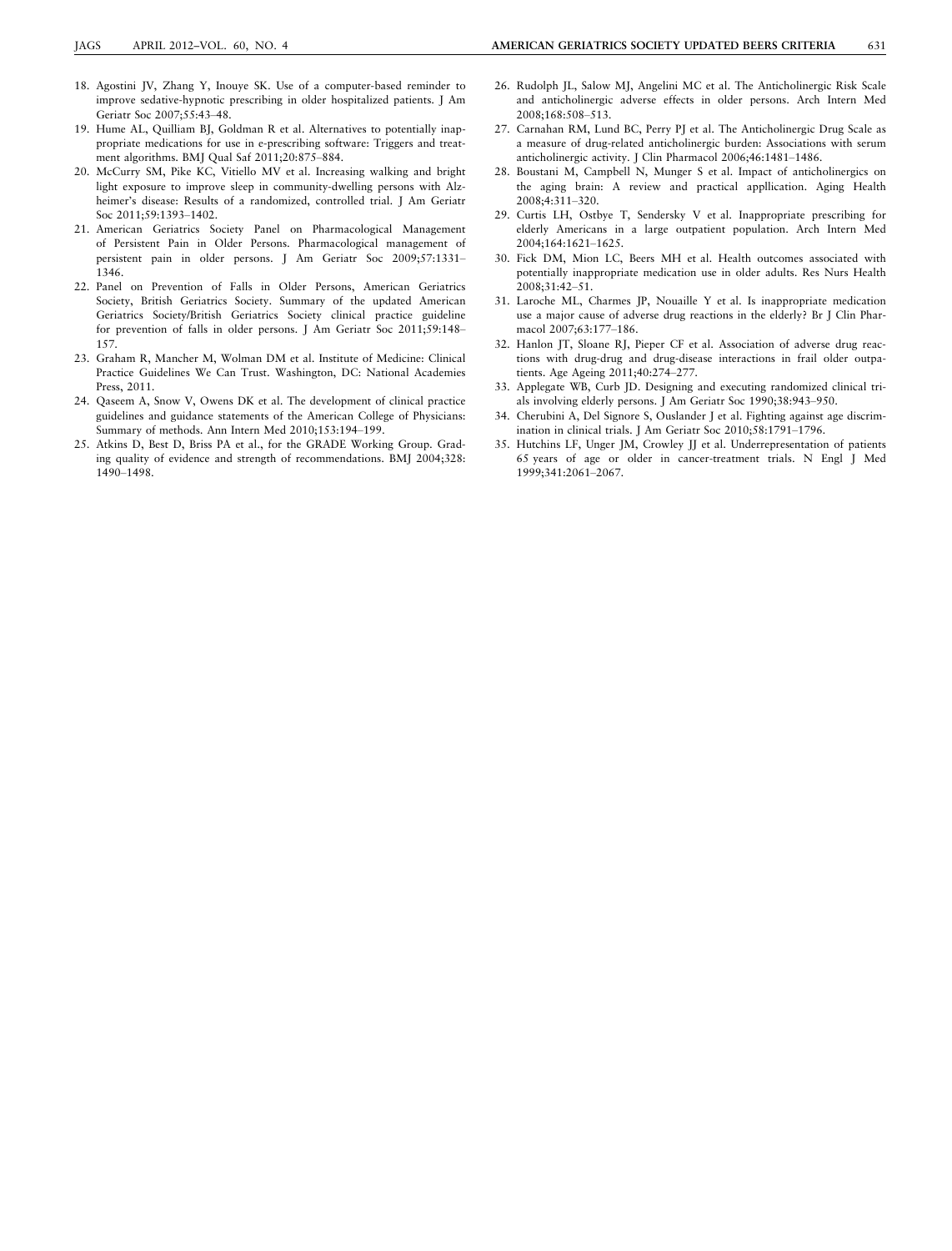18. Agostini JV, Zhang Y, Inouye SK. Use of a computer-based reminder to improve sedative-hypnotic prescribing in older hospitalized patients. J Am Geriatr Soc 2007;55:43–48.
19. Hume AL, Quilliam BJ, Goldman R et al. Alternatives to potentially inappropriate medications for use in e-prescribing software: Triggers and treatment algorithms. BMJ Qual Saf 2011;20:875–884.
20. McCurry SM, Pike KC, Vitiello MV et al. Increasing walking and bright light exposure to improve sleep in community-dwelling persons with Alzheimer's disease: Results of a randomized, controlled trial. J Am Geriatr Soc 2011;59:1393–1402.
21. American Geriatrics Society Panel on Pharmacological Management of Persistent Pain in Older Persons. Pharmacological management of persistent pain in older persons. J Am Geriatr Soc 2009;57:1331–1346.
22. Panel on Prevention of Falls in Older Persons, American Geriatrics Society, British Geriatrics Society. Summary of the updated American Geriatrics Society/British Geriatrics Society clinical practice guideline for prevention of falls in older persons. J Am Geriatr Soc 2011;59:148–157.
23. Graham R, Mancher M, Wolman DM et al. Institute of Medicine: Clinical Practice Guidelines We Can Trust. Washington, DC: National Academies Press, 2011.
24. Qaseem A, Snow V, Owens DK et al. The development of clinical practice guidelines and guidance statements of the American College of Physicians: Summary of methods. Ann Intern Med 2010;153:194–199.
25. Atkins D, Best D, Briss PA et al., for the GRADE Working Group. Grading quality of evidence and strength of recommendations. BMJ 2004;328: 1490–1498.
26. Rudolph JL, Salow MJ, Angelini MC et al. The Anticholinergic Risk Scale and anticholinergic adverse effects in older persons. Arch Intern Med 2008;168:508–513.
27. Carnahan RM, Lund BC, Perry PJ et al. The Anticholinergic Drug Scale as a measure of drug-related anticholinergic burden: Associations with serum anticholinergic activity. J Clin Pharmacol 2006;46:1481–1486.
28. Boustani M, Campbell N, Munger S et al. Impact of anticholinergics on the aging brain: A review and practical appllication. Aging Health 2008;4:311–320.
29. Curtis LH, Ostbye T, Sendersky V et al. Inappropriate prescribing for elderly Americans in a large outpatient population. Arch Intern Med 2004;164:1621–1625.
30. Fick DM, Mion LC, Beers MH et al. Health outcomes associated with potentially inappropriate medication use in older adults. Res Nurs Health 2008;31:42–51.
31. Laroche ML, Charmes JP, Nouaille Y et al. Is inappropriate medication use a major cause of adverse drug reactions in the elderly? Br J Clin Pharmacol 2007;63:177–186.
32. Hanlon JT, Sloane RJ, Pieper CF et al. Association of adverse drug reactions with drug-drug and drug-disease interactions in frail older outpatients. Age Ageing 2011;40:274–277.
33. Applegate WB, Curb JD. Designing and executing randomized clinical trials involving elderly persons. J Am Geriatr Soc 1990;38:943–950.
34. Cherubini A, Del Signore S, Ouslander J et al. Fighting against age discrimination in clinical trials. J Am Geriatr Soc 2010;58:1791–1796.
35. Hutchins LF, Unger JM, Crowley JJ et al. Underrepresentation of patients 65 years of age or older in cancer-treatment trials. N Engl J Med 1999;341:2061–2067.